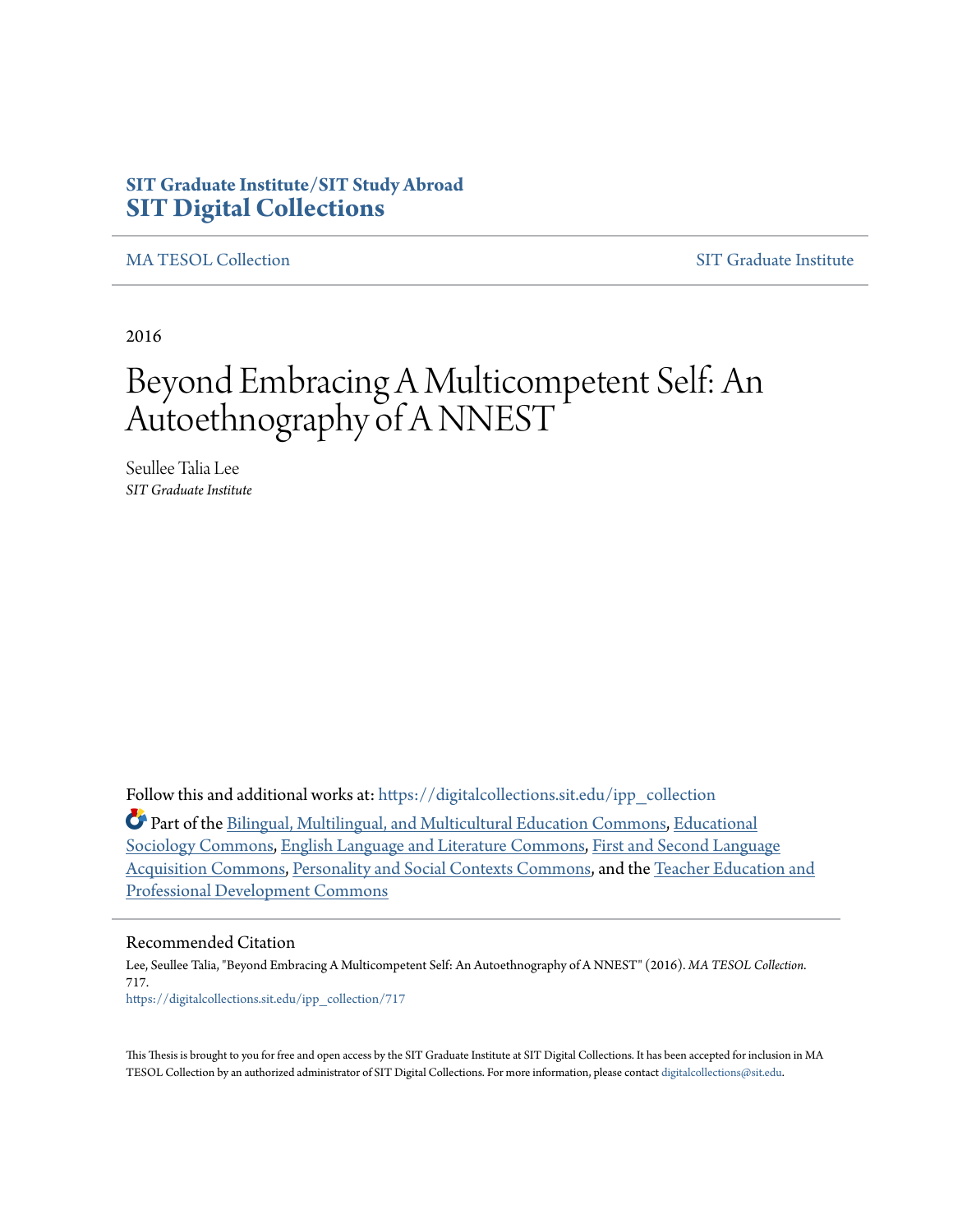**SIT Graduate Institute/SIT Study Abroad**
**SIT Digital Collections**

MA TESOL Collection | SIT Graduate Institute

2016

# Beyond Embracing A Multicompetent Self: An Autoethnography of A NNEST

Seullee Talia Lee
*SIT Graduate Institute*

Follow this and additional works at: https://digitalcollections.sit.edu/ipp_collection

Part of the Bilingual, Multilingual, and Multicultural Education Commons, Educational Sociology Commons, English Language and Literature Commons, First and Second Language Acquisition Commons, Personality and Social Contexts Commons, and the Teacher Education and Professional Development Commons

## Recommended Citation

Lee, Seullee Talia, "Beyond Embracing A Multicompetent Self: An Autoethnography of A NNEST" (2016). *MA TESOL Collection*. 717.
https://digitalcollections.sit.edu/ipp_collection/717

This Thesis is brought to you for free and open access by the SIT Graduate Institute at SIT Digital Collections. It has been accepted for inclusion in MA TESOL Collection by an authorized administrator of SIT Digital Collections. For more information, please contact digitalcollections@sit.edu.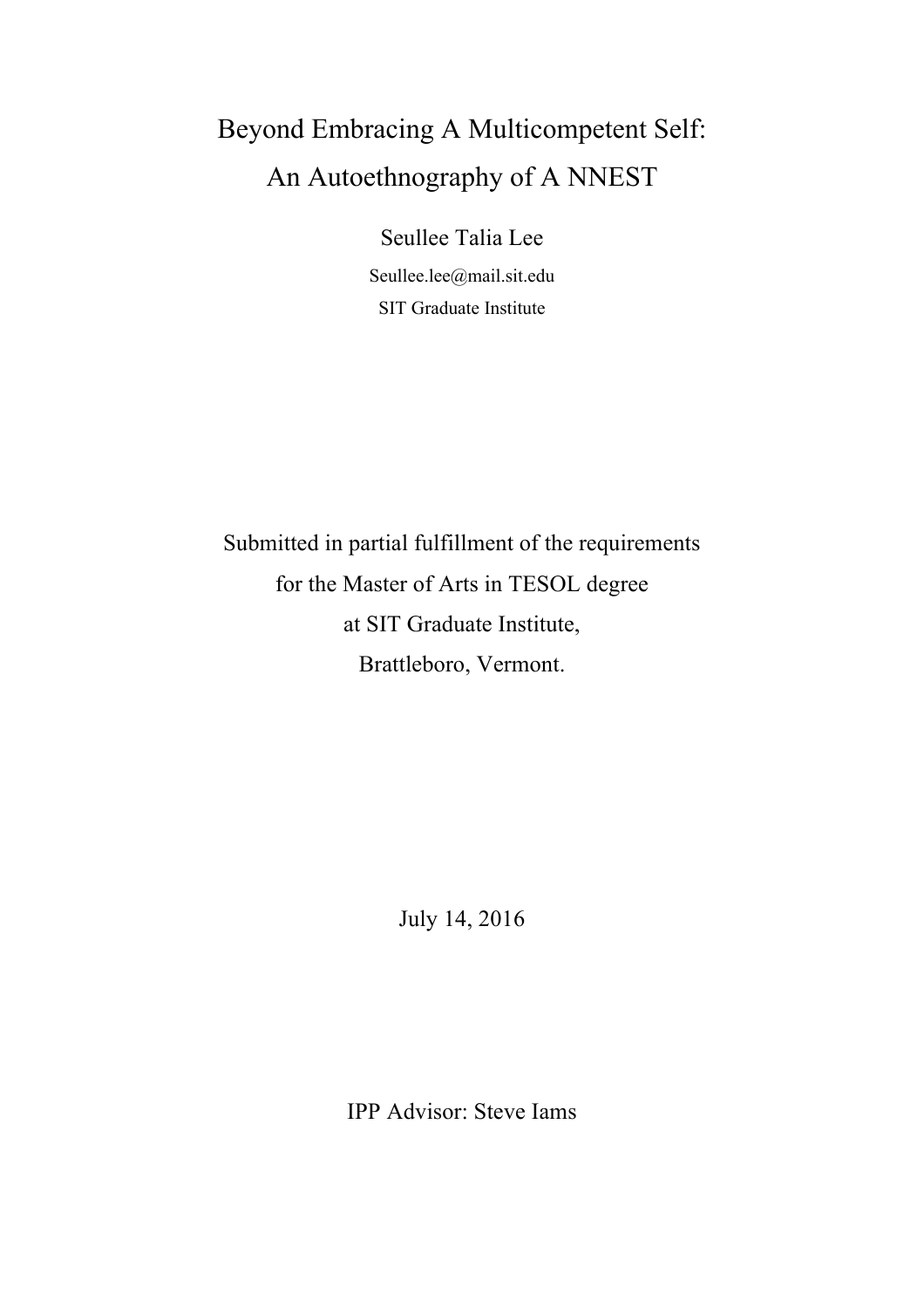# Beyond Embracing A Multicompetent Self: An Autoethnography of A NNEST

Seullee Talia Lee

Seullee.lee@mail.sit.edu

SIT Graduate Institute

Submitted in partial fulfillment of the requirements
for the Master of Arts in TESOL degree
at SIT Graduate Institute,
Brattleboro, Vermont.

July 14, 2016

IPP Advisor: Steve Iams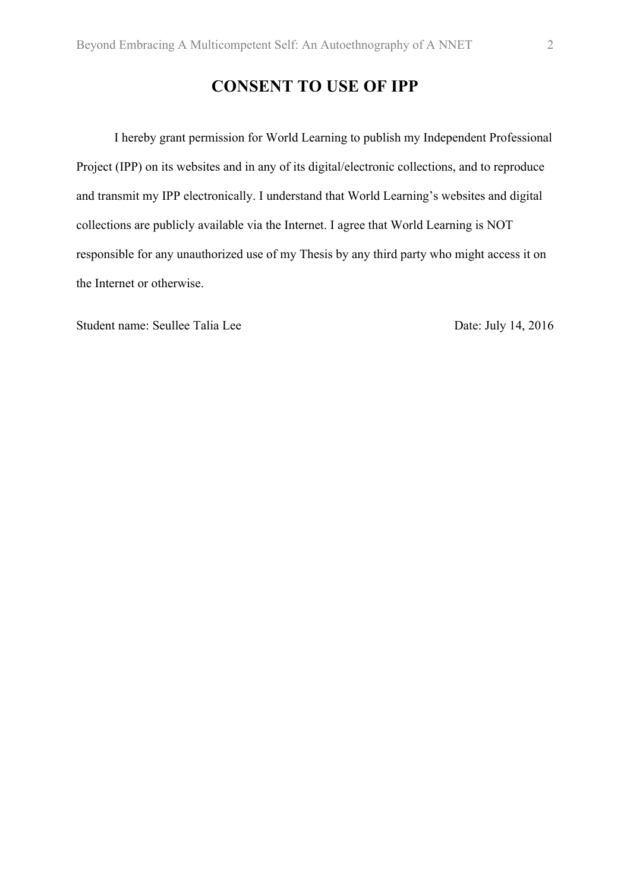# CONSENT TO USE OF IPP

I hereby grant permission for World Learning to publish my Independent Professional Project (IPP) on its websites and in any of its digital/electronic collections, and to reproduce and transmit my IPP electronically. I understand that World Learning's websites and digital collections are publicly available via the Internet. I agree that World Learning is NOT responsible for any unauthorized use of my Thesis by any third party who might access it on the Internet or otherwise.

Student name: Seullee Talia Lee Date: July 14, 2016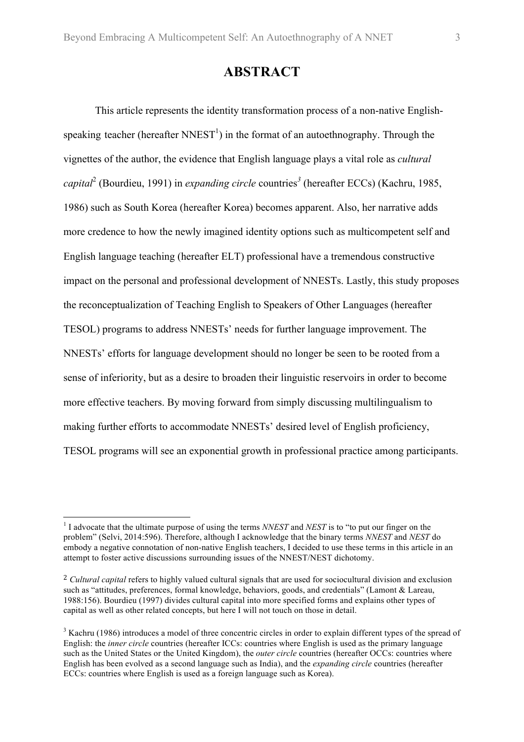# ABSTRACT

This article represents the identity transformation process of a non-native English-speaking teacher (hereafter NNEST[1]) in the format of an autoethnography. Through the vignettes of the author, the evidence that English language plays a vital role as *cultural capital*[2] (Bourdieu, 1991) in *expanding circle* countries[3] (hereafter ECCs) (Kachru, 1985, 1986) such as South Korea (hereafter Korea) becomes apparent. Also, her narrative adds more credence to how the newly imagined identity options such as multicompetent self and English language teaching (hereafter ELT) professional have a tremendous constructive impact on the personal and professional development of NNESTs. Lastly, this study proposes the reconceptualization of Teaching English to Speakers of Other Languages (hereafter TESOL) programs to address NNESTs' needs for further language improvement. The NNESTs' efforts for language development should no longer be seen to be rooted from a sense of inferiority, but as a desire to broaden their linguistic reservoirs in order to become more effective teachers. By moving forward from simply discussing multilingualism to making further efforts to accommodate NNESTs' desired level of English proficiency, TESOL programs will see an exponential growth in professional practice among participants.

---

[1] I advocate that the ultimate purpose of using the terms *NNEST* and *NEST* is to "to put our finger on the problem" (Selvi, 2014:596). Therefore, although I acknowledge that the binary terms *NNEST* and *NEST* do embody a negative connotation of non-native English teachers, I decided to use these terms in this article in an attempt to foster active discussions surrounding issues of the NNEST/NEST dichotomy.

[2] *Cultural capital* refers to highly valued cultural signals that are used for sociocultural division and exclusion such as "attitudes, preferences, formal knowledge, behaviors, goods, and credentials" (Lamont & Lareau, 1988:156). Bourdieu (1997) divides cultural capital into more specified forms and explains other types of capital as well as other related concepts, but here I will not touch on those in detail.

[3] Kachru (1986) introduces a model of three concentric circles in order to explain different types of the spread of English: the *inner circle* countries (hereafter ICCs: countries where English is used as the primary language such as the United States or the United Kingdom), the *outer circle* countries (hereafter OCCs: countries where English has been evolved as a second language such as India), and the *expanding circle* countries (hereafter ECCs: countries where English is used as a foreign language such as Korea).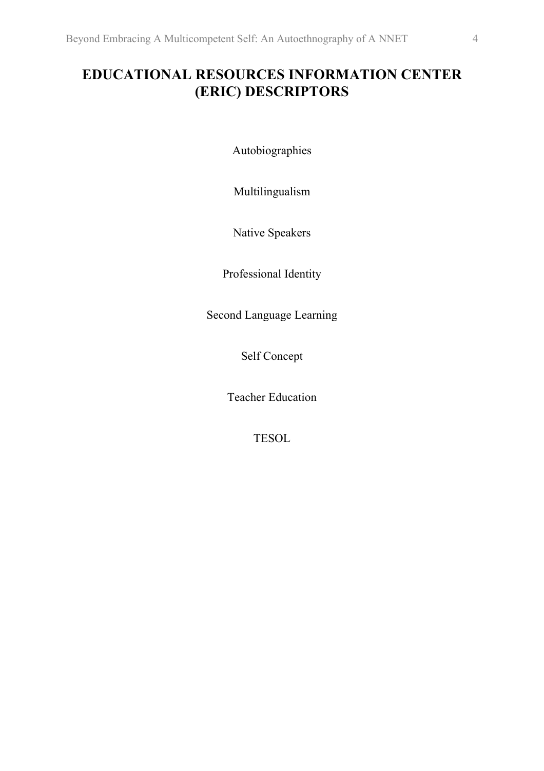# EDUCATIONAL RESOURCES INFORMATION CENTER (ERIC) DESCRIPTORS

Autobiographies

Multilingualism

Native Speakers

Professional Identity

Second Language Learning

Self Concept

Teacher Education

TESOL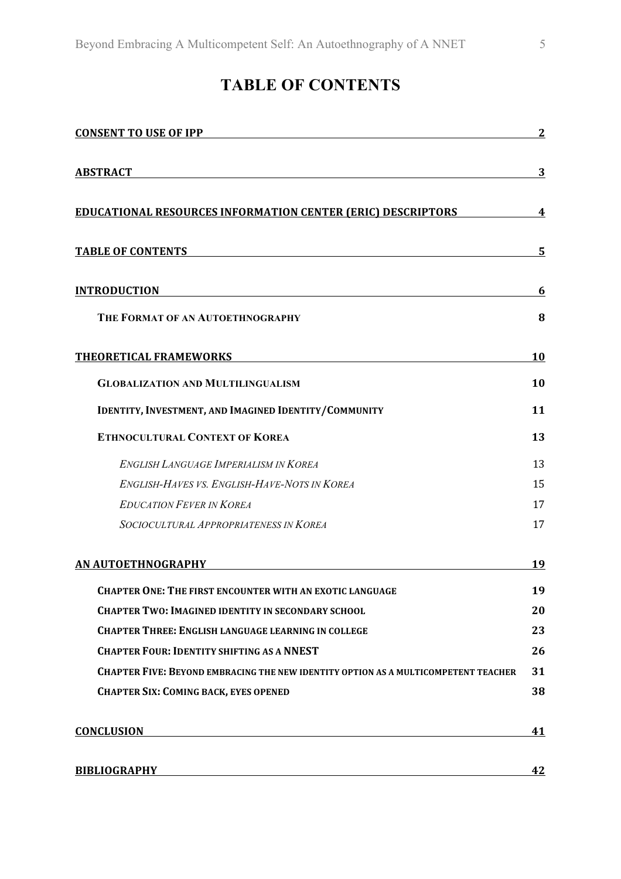# TABLE OF CONTENTS

**CONSENT TO USE OF IPP** 2

**ABSTRACT** 3

**EDUCATIONAL RESOURCES INFORMATION CENTER (ERIC) DESCRIPTORS** 4

**TABLE OF CONTENTS** 5

**INTRODUCTION** 6

- **THE FORMAT OF AN AUTOETHNOGRAPHY** 8

**THEORETICAL FRAMEWORKS** 10

- **GLOBALIZATION AND MULTILINGUALISM** 10
- **IDENTITY, INVESTMENT, AND IMAGINED IDENTITY/COMMUNITY** 11
- **ETHNOCULTURAL CONTEXT OF KOREA** 13
  - *ENGLISH LANGUAGE IMPERIALISM IN KOREA* 13
  - *ENGLISH-HAVES VS. ENGLISH-HAVE-NOTS IN KOREA* 15
  - *EDUCATION FEVER IN KOREA* 17
  - *SOCIOCULTURAL APPROPRIATENESS IN KOREA* 17

**AN AUTOETHNOGRAPHY** 19

- **CHAPTER ONE: THE FIRST ENCOUNTER WITH AN EXOTIC LANGUAGE** 19
- **CHAPTER TWO: IMAGINED IDENTITY IN SECONDARY SCHOOL** 20
- **CHAPTER THREE: ENGLISH LANGUAGE LEARNING IN COLLEGE** 23
- **CHAPTER FOUR: IDENTITY SHIFTING AS A NNEST** 26
- **CHAPTER FIVE: BEYOND EMBRACING THE NEW IDENTITY OPTION AS A MULTICOMPETENT TEACHER** 31
- **CHAPTER SIX: COMING BACK, EYES OPENED** 38

**CONCLUSION** 41

**BIBLIOGRAPHY** 42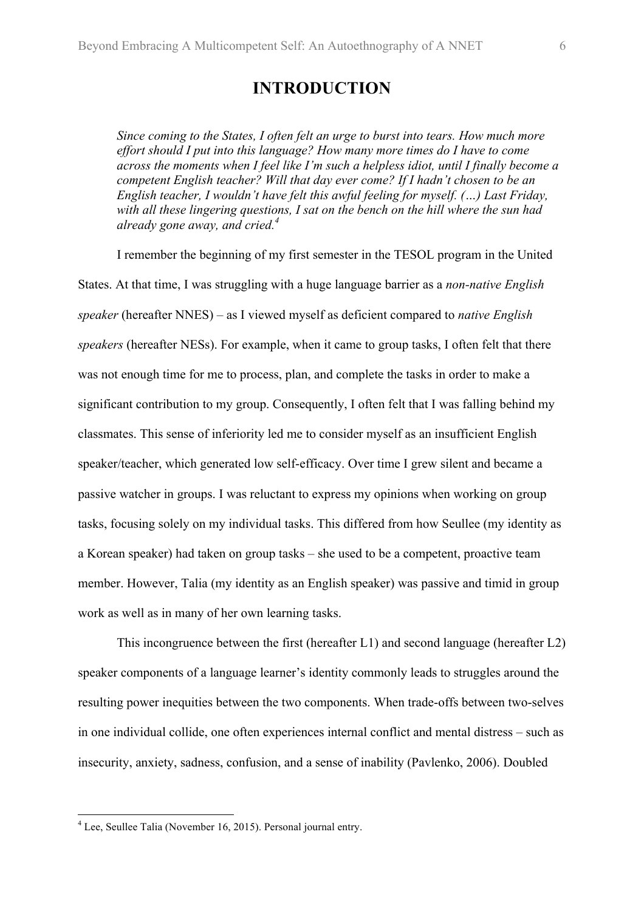# INTRODUCTION

> *Since coming to the States, I often felt an urge to burst into tears. How much more effort should I put into this language? How many more times do I have to come across the moments when I feel like I'm such a helpless idiot, until I finally become a competent English teacher? Will that day ever come? If I hadn't chosen to be an English teacher, I wouldn't have felt this awful feeling for myself. (…) Last Friday, with all these lingering questions, I sat on the bench on the hill where the sun had already gone away, and cried.*[4]

I remember the beginning of my first semester in the TESOL program in the United States. At that time, I was struggling with a huge language barrier as a *non-native English speaker* (hereafter NNES) – as I viewed myself as deficient compared to *native English speakers* (hereafter NESs). For example, when it came to group tasks, I often felt that there was not enough time for me to process, plan, and complete the tasks in order to make a significant contribution to my group. Consequently, I often felt that I was falling behind my classmates. This sense of inferiority led me to consider myself as an insufficient English speaker/teacher, which generated low self-efficacy. Over time I grew silent and became a passive watcher in groups. I was reluctant to express my opinions when working on group tasks, focusing solely on my individual tasks. This differed from how Seullee (my identity as a Korean speaker) had taken on group tasks – she used to be a competent, proactive team member. However, Talia (my identity as an English speaker) was passive and timid in group work as well as in many of her own learning tasks.

This incongruence between the first (hereafter L1) and second language (hereafter L2) speaker components of a language learner's identity commonly leads to struggles around the resulting power inequities between the two components. When trade-offs between two-selves in one individual collide, one often experiences internal conflict and mental distress – such as insecurity, anxiety, sadness, confusion, and a sense of inability (Pavlenko, 2006). Doubled

---

[4] Lee, Seullee Talia (November 16, 2015). Personal journal entry.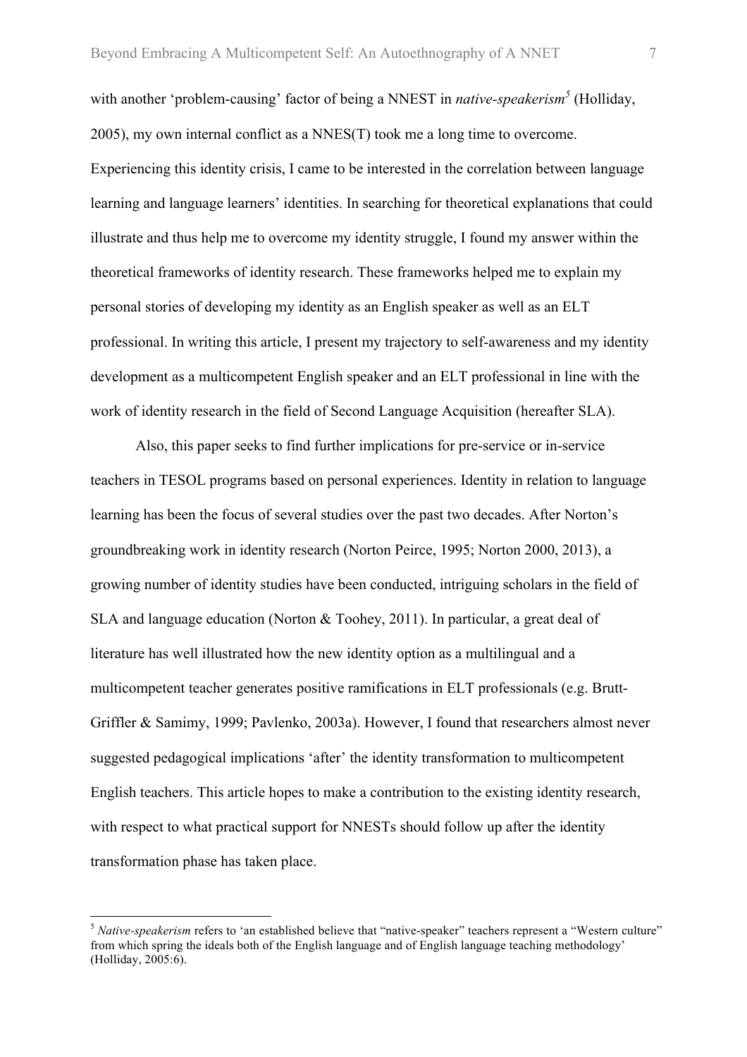with another 'problem-causing' factor of being a NNEST in *native-speakerism*[5] (Holliday, 2005), my own internal conflict as a NNES(T) took me a long time to overcome. Experiencing this identity crisis, I came to be interested in the correlation between language learning and language learners' identities. In searching for theoretical explanations that could illustrate and thus help me to overcome my identity struggle, I found my answer within the theoretical frameworks of identity research. These frameworks helped me to explain my personal stories of developing my identity as an English speaker as well as an ELT professional. In writing this article, I present my trajectory to self-awareness and my identity development as a multicompetent English speaker and an ELT professional in line with the work of identity research in the field of Second Language Acquisition (hereafter SLA).

Also, this paper seeks to find further implications for pre-service or in-service teachers in TESOL programs based on personal experiences. Identity in relation to language learning has been the focus of several studies over the past two decades. After Norton's groundbreaking work in identity research (Norton Peirce, 1995; Norton 2000, 2013), a growing number of identity studies have been conducted, intriguing scholars in the field of SLA and language education (Norton & Toohey, 2011). In particular, a great deal of literature has well illustrated how the new identity option as a multilingual and a multicompetent teacher generates positive ramifications in ELT professionals (e.g. Brutt-Griffler & Samimy, 1999; Pavlenko, 2003a). However, I found that researchers almost never suggested pedagogical implications 'after' the identity transformation to multicompetent English teachers. This article hopes to make a contribution to the existing identity research, with respect to what practical support for NNESTs should follow up after the identity transformation phase has taken place.

[5] *Native-speakerism* refers to 'an established believe that "native-speaker" teachers represent a "Western culture" from which spring the ideals both of the English language and of English language teaching methodology' (Holliday, 2005:6).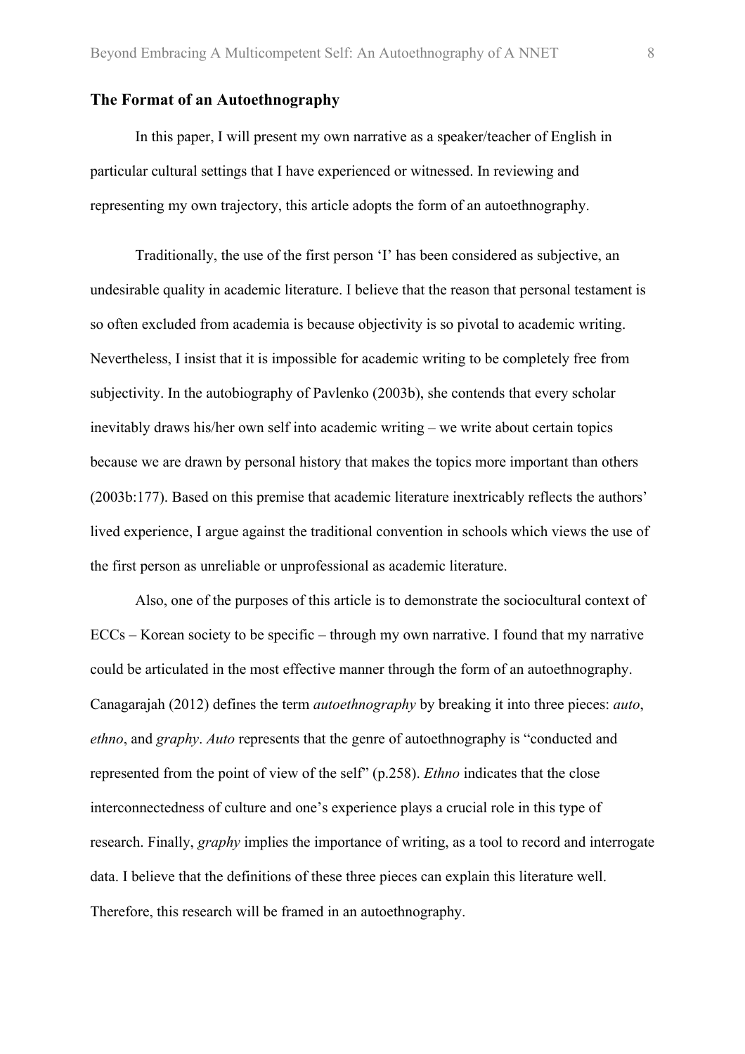## The Format of an Autoethnography

In this paper, I will present my own narrative as a speaker/teacher of English in particular cultural settings that I have experienced or witnessed. In reviewing and representing my own trajectory, this article adopts the form of an autoethnography.

Traditionally, the use of the first person 'I' has been considered as subjective, an undesirable quality in academic literature. I believe that the reason that personal testament is so often excluded from academia is because objectivity is so pivotal to academic writing. Nevertheless, I insist that it is impossible for academic writing to be completely free from subjectivity. In the autobiography of Pavlenko (2003b), she contends that every scholar inevitably draws his/her own self into academic writing – we write about certain topics because we are drawn by personal history that makes the topics more important than others (2003b:177). Based on this premise that academic literature inextricably reflects the authors' lived experience, I argue against the traditional convention in schools which views the use of the first person as unreliable or unprofessional as academic literature.

Also, one of the purposes of this article is to demonstrate the sociocultural context of ECCs – Korean society to be specific – through my own narrative. I found that my narrative could be articulated in the most effective manner through the form of an autoethnography. Canagarajah (2012) defines the term *autoethnography* by breaking it into three pieces: *auto*, *ethno*, and *graphy*. *Auto* represents that the genre of autoethnography is "conducted and represented from the point of view of the self" (p.258). *Ethno* indicates that the close interconnectedness of culture and one's experience plays a crucial role in this type of research. Finally, *graphy* implies the importance of writing, as a tool to record and interrogate data. I believe that the definitions of these three pieces can explain this literature well. Therefore, this research will be framed in an autoethnography.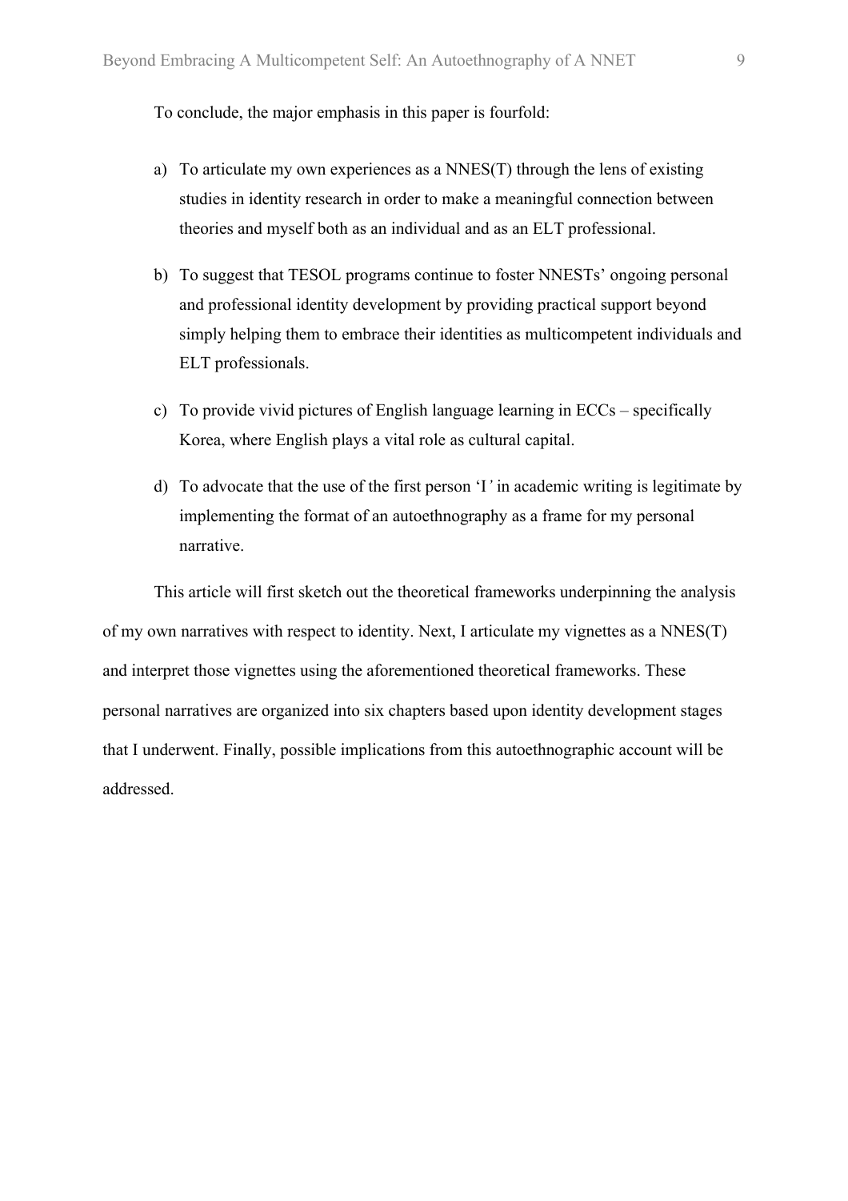To conclude, the major emphasis in this paper is fourfold:

a) To articulate my own experiences as a NNES(T) through the lens of existing studies in identity research in order to make a meaningful connection between theories and myself both as an individual and as an ELT professional.

b) To suggest that TESOL programs continue to foster NNESTs' ongoing personal and professional identity development by providing practical support beyond simply helping them to embrace their identities as multicompetent individuals and ELT professionals.

c) To provide vivid pictures of English language learning in ECCs – specifically Korea, where English plays a vital role as cultural capital.

d) To advocate that the use of the first person 'I*'* in academic writing is legitimate by implementing the format of an autoethnography as a frame for my personal narrative.

This article will first sketch out the theoretical frameworks underpinning the analysis of my own narratives with respect to identity. Next, I articulate my vignettes as a NNES(T) and interpret those vignettes using the aforementioned theoretical frameworks. These personal narratives are organized into six chapters based upon identity development stages that I underwent. Finally, possible implications from this autoethnographic account will be addressed.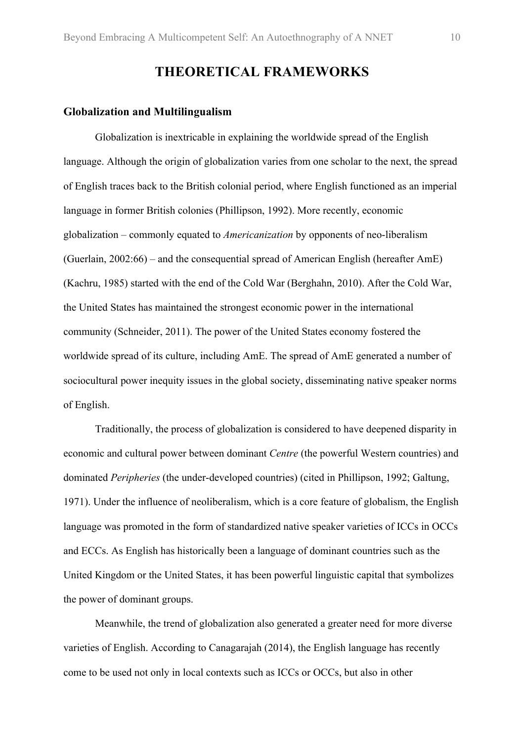# THEORETICAL FRAMEWORKS

## Globalization and Multilingualism

Globalization is inextricable in explaining the worldwide spread of the English language. Although the origin of globalization varies from one scholar to the next, the spread of English traces back to the British colonial period, where English functioned as an imperial language in former British colonies (Phillipson, 1992). More recently, economic globalization – commonly equated to *Americanization* by opponents of neo-liberalism (Guerlain, 2002:66) – and the consequential spread of American English (hereafter AmE) (Kachru, 1985) started with the end of the Cold War (Berghahn, 2010). After the Cold War, the United States has maintained the strongest economic power in the international community (Schneider, 2011). The power of the United States economy fostered the worldwide spread of its culture, including AmE. The spread of AmE generated a number of sociocultural power inequity issues in the global society, disseminating native speaker norms of English.

Traditionally, the process of globalization is considered to have deepened disparity in economic and cultural power between dominant *Centre* (the powerful Western countries) and dominated *Peripheries* (the under-developed countries) (cited in Phillipson, 1992; Galtung, 1971). Under the influence of neoliberalism, which is a core feature of globalism, the English language was promoted in the form of standardized native speaker varieties of ICCs in OCCs and ECCs. As English has historically been a language of dominant countries such as the United Kingdom or the United States, it has been powerful linguistic capital that symbolizes the power of dominant groups.

Meanwhile, the trend of globalization also generated a greater need for more diverse varieties of English. According to Canagarajah (2014), the English language has recently come to be used not only in local contexts such as ICCs or OCCs, but also in other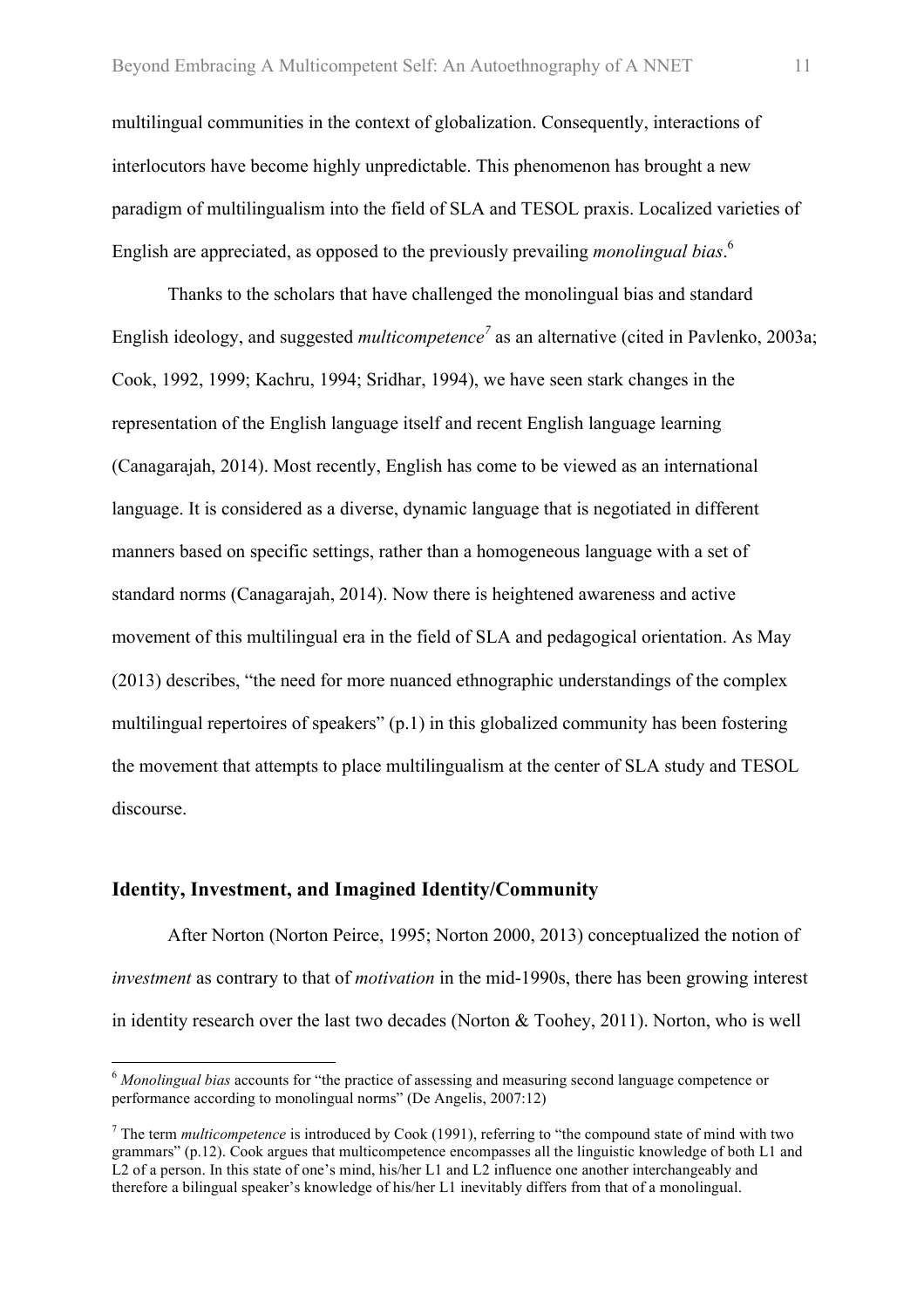multilingual communities in the context of globalization. Consequently, interactions of interlocutors have become highly unpredictable. This phenomenon has brought a new paradigm of multilingualism into the field of SLA and TESOL praxis. Localized varieties of English are appreciated, as opposed to the previously prevailing *monolingual bias*.[6]

Thanks to the scholars that have challenged the monolingual bias and standard English ideology, and suggested *multicompetence*[7] as an alternative (cited in Pavlenko, 2003a; Cook, 1992, 1999; Kachru, 1994; Sridhar, 1994), we have seen stark changes in the representation of the English language itself and recent English language learning (Canagarajah, 2014). Most recently, English has come to be viewed as an international language. It is considered as a diverse, dynamic language that is negotiated in different manners based on specific settings, rather than a homogeneous language with a set of standard norms (Canagarajah, 2014). Now there is heightened awareness and active movement of this multilingual era in the field of SLA and pedagogical orientation. As May (2013) describes, "the need for more nuanced ethnographic understandings of the complex multilingual repertoires of speakers" (p.1) in this globalized community has been fostering the movement that attempts to place multilingualism at the center of SLA study and TESOL discourse.

## Identity, Investment, and Imagined Identity/Community

After Norton (Norton Peirce, 1995; Norton 2000, 2013) conceptualized the notion of *investment* as contrary to that of *motivation* in the mid-1990s, there has been growing interest in identity research over the last two decades (Norton & Toohey, 2011). Norton, who is well

---

[6] *Monolingual bias* accounts for "the practice of assessing and measuring second language competence or performance according to monolingual norms" (De Angelis, 2007:12)

[7] The term *multicompetence* is introduced by Cook (1991), referring to "the compound state of mind with two grammars" (p.12). Cook argues that multicompetence encompasses all the linguistic knowledge of both L1 and L2 of a person. In this state of one's mind, his/her L1 and L2 influence one another interchangeably and therefore a bilingual speaker's knowledge of his/her L1 inevitably differs from that of a monolingual.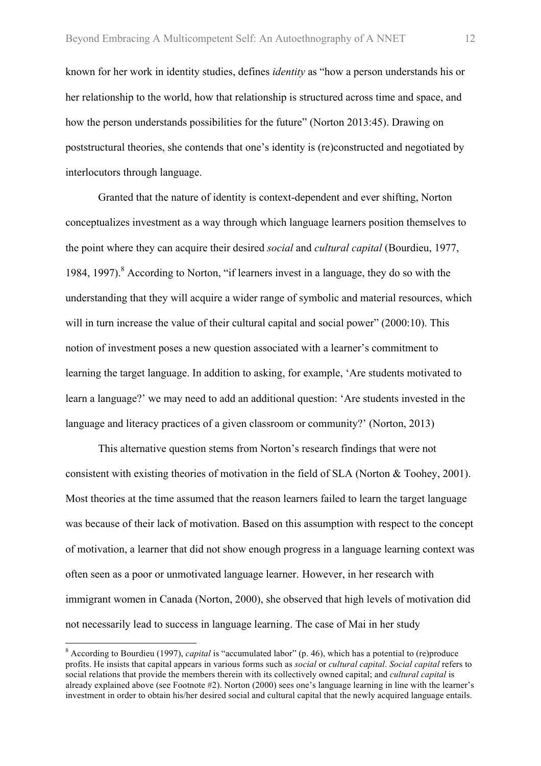known for her work in identity studies, defines *identity* as "how a person understands his or her relationship to the world, how that relationship is structured across time and space, and how the person understands possibilities for the future" (Norton 2013:45). Drawing on poststructural theories, she contends that one's identity is (re)constructed and negotiated by interlocutors through language.

Granted that the nature of identity is context-dependent and ever shifting, Norton conceptualizes investment as a way through which language learners position themselves to the point where they can acquire their desired *social* and *cultural capital* (Bourdieu, 1977, 1984, 1997).[8] According to Norton, "if learners invest in a language, they do so with the understanding that they will acquire a wider range of symbolic and material resources, which will in turn increase the value of their cultural capital and social power" (2000:10). This notion of investment poses a new question associated with a learner's commitment to learning the target language. In addition to asking, for example, 'Are students motivated to learn a language?' we may need to add an additional question: 'Are students invested in the language and literacy practices of a given classroom or community?' (Norton, 2013)

This alternative question stems from Norton's research findings that were not consistent with existing theories of motivation in the field of SLA (Norton & Toohey, 2001). Most theories at the time assumed that the reason learners failed to learn the target language was because of their lack of motivation. Based on this assumption with respect to the concept of motivation, a learner that did not show enough progress in a language learning context was often seen as a poor or unmotivated language learner. However, in her research with immigrant women in Canada (Norton, 2000), she observed that high levels of motivation did not necessarily lead to success in language learning. The case of Mai in her study

[8] According to Bourdieu (1997), *capital* is "accumulated labor" (p. 46), which has a potential to (re)produce profits. He insists that capital appears in various forms such as *social* or *cultural capital*. *Social capital* refers to social relations that provide the members therein with its collectively owned capital; and *cultural capital* is already explained above (see Footnote #2). Norton (2000) sees one's language learning in line with the learner's investment in order to obtain his/her desired social and cultural capital that the newly acquired language entails.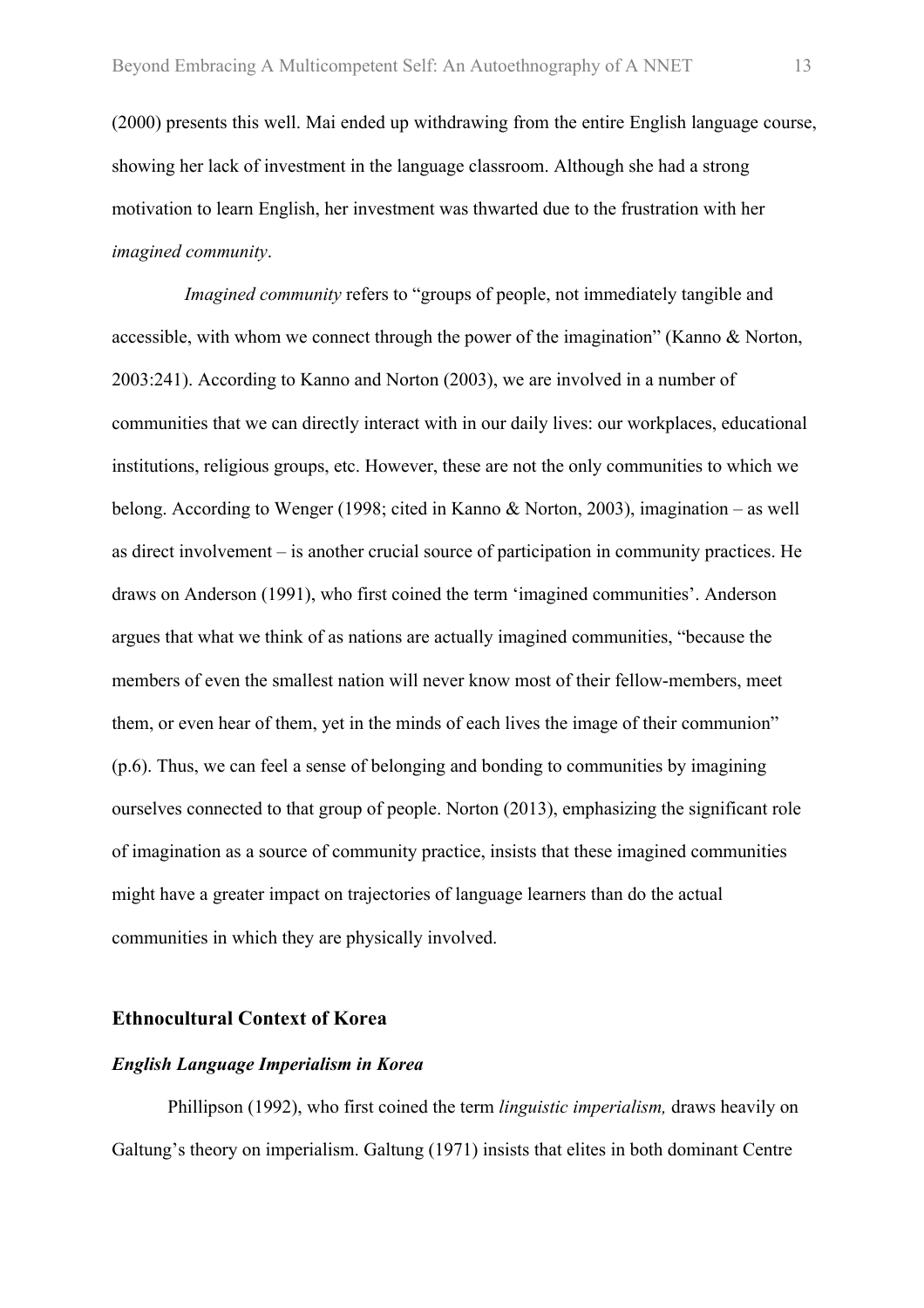(2000) presents this well. Mai ended up withdrawing from the entire English language course, showing her lack of investment in the language classroom. Although she had a strong motivation to learn English, her investment was thwarted due to the frustration with her *imagined community*.

*Imagined community* refers to "groups of people, not immediately tangible and accessible, with whom we connect through the power of the imagination" (Kanno & Norton, 2003:241). According to Kanno and Norton (2003), we are involved in a number of communities that we can directly interact with in our daily lives: our workplaces, educational institutions, religious groups, etc. However, these are not the only communities to which we belong. According to Wenger (1998; cited in Kanno & Norton, 2003), imagination – as well as direct involvement – is another crucial source of participation in community practices. He draws on Anderson (1991), who first coined the term 'imagined communities'. Anderson argues that what we think of as nations are actually imagined communities, "because the members of even the smallest nation will never know most of their fellow-members, meet them, or even hear of them, yet in the minds of each lives the image of their communion" (p.6). Thus, we can feel a sense of belonging and bonding to communities by imagining ourselves connected to that group of people. Norton (2013), emphasizing the significant role of imagination as a source of community practice, insists that these imagined communities might have a greater impact on trajectories of language learners than do the actual communities in which they are physically involved.

## Ethnocultural Context of Korea

### *English Language Imperialism in Korea*

Phillipson (1992), who first coined the term *linguistic imperialism,* draws heavily on Galtung's theory on imperialism. Galtung (1971) insists that elites in both dominant Centre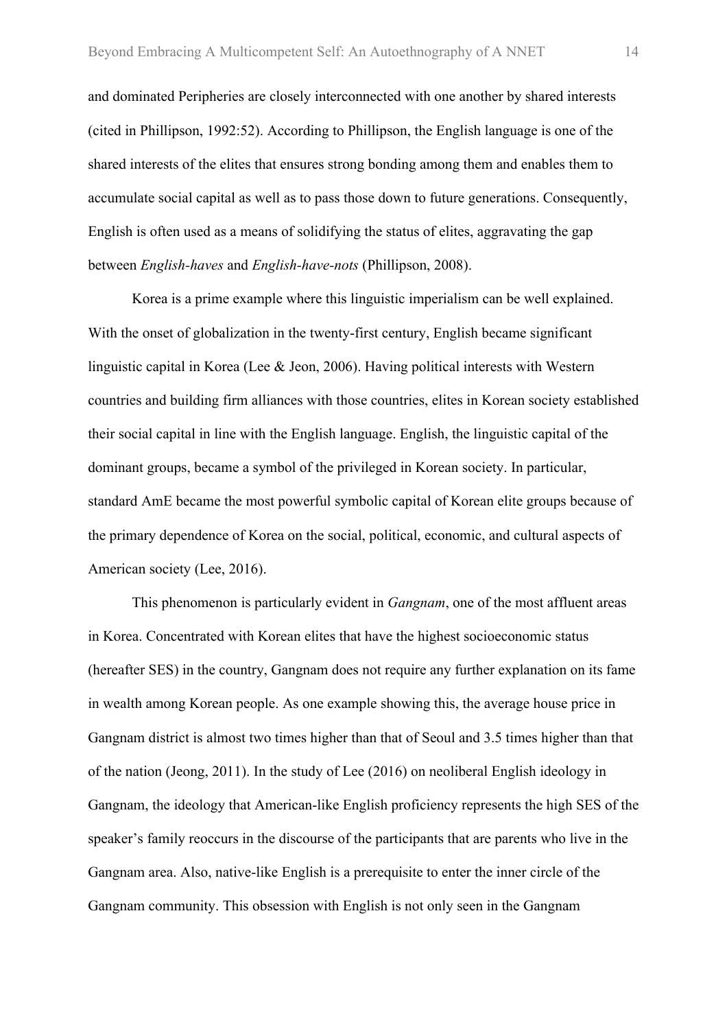and dominated Peripheries are closely interconnected with one another by shared interests (cited in Phillipson, 1992:52). According to Phillipson, the English language is one of the shared interests of the elites that ensures strong bonding among them and enables them to accumulate social capital as well as to pass those down to future generations. Consequently, English is often used as a means of solidifying the status of elites, aggravating the gap between *English-haves* and *English-have-nots* (Phillipson, 2008).

Korea is a prime example where this linguistic imperialism can be well explained. With the onset of globalization in the twenty-first century, English became significant linguistic capital in Korea (Lee & Jeon, 2006). Having political interests with Western countries and building firm alliances with those countries, elites in Korean society established their social capital in line with the English language. English, the linguistic capital of the dominant groups, became a symbol of the privileged in Korean society. In particular, standard AmE became the most powerful symbolic capital of Korean elite groups because of the primary dependence of Korea on the social, political, economic, and cultural aspects of American society (Lee, 2016).

This phenomenon is particularly evident in *Gangnam*, one of the most affluent areas in Korea. Concentrated with Korean elites that have the highest socioeconomic status (hereafter SES) in the country, Gangnam does not require any further explanation on its fame in wealth among Korean people. As one example showing this, the average house price in Gangnam district is almost two times higher than that of Seoul and 3.5 times higher than that of the nation (Jeong, 2011). In the study of Lee (2016) on neoliberal English ideology in Gangnam, the ideology that American-like English proficiency represents the high SES of the speaker's family reoccurs in the discourse of the participants that are parents who live in the Gangnam area. Also, native-like English is a prerequisite to enter the inner circle of the Gangnam community. This obsession with English is not only seen in the Gangnam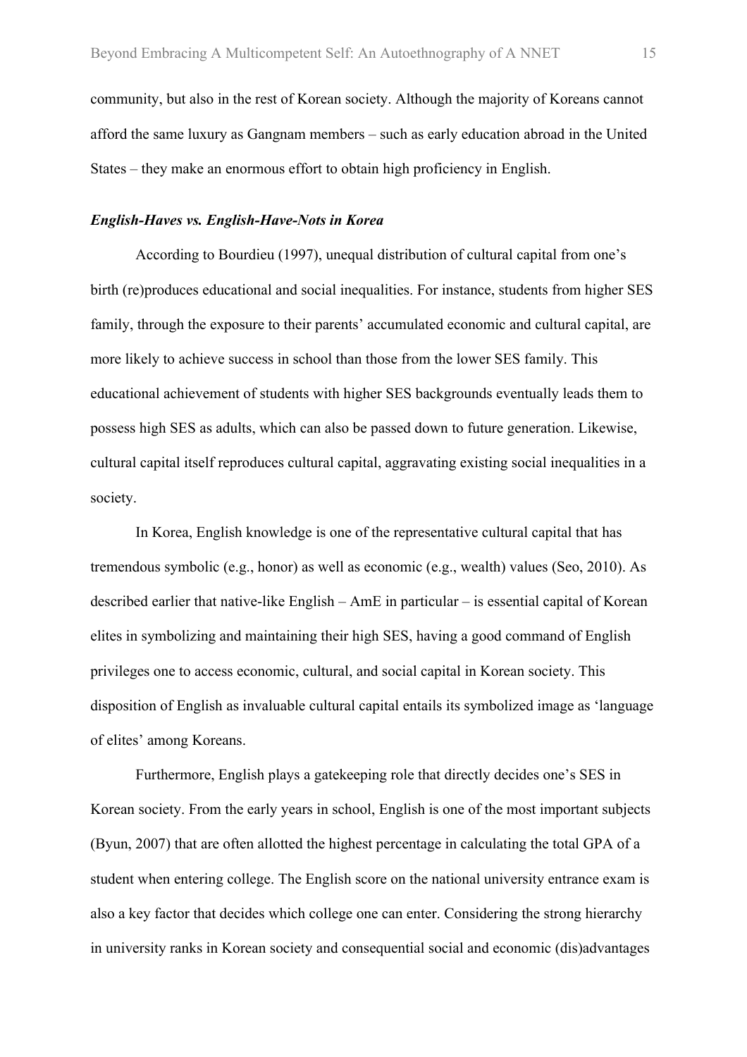community, but also in the rest of Korean society. Although the majority of Koreans cannot afford the same luxury as Gangnam members – such as early education abroad in the United States – they make an enormous effort to obtain high proficiency in English.

### *English-Haves vs. English-Have-Nots in Korea*

According to Bourdieu (1997), unequal distribution of cultural capital from one's birth (re)produces educational and social inequalities. For instance, students from higher SES family, through the exposure to their parents' accumulated economic and cultural capital, are more likely to achieve success in school than those from the lower SES family. This educational achievement of students with higher SES backgrounds eventually leads them to possess high SES as adults, which can also be passed down to future generation. Likewise, cultural capital itself reproduces cultural capital, aggravating existing social inequalities in a society.

In Korea, English knowledge is one of the representative cultural capital that has tremendous symbolic (e.g., honor) as well as economic (e.g., wealth) values (Seo, 2010). As described earlier that native-like English – AmE in particular – is essential capital of Korean elites in symbolizing and maintaining their high SES, having a good command of English privileges one to access economic, cultural, and social capital in Korean society. This disposition of English as invaluable cultural capital entails its symbolized image as 'language of elites' among Koreans.

Furthermore, English plays a gatekeeping role that directly decides one's SES in Korean society. From the early years in school, English is one of the most important subjects (Byun, 2007) that are often allotted the highest percentage in calculating the total GPA of a student when entering college. The English score on the national university entrance exam is also a key factor that decides which college one can enter. Considering the strong hierarchy in university ranks in Korean society and consequential social and economic (dis)advantages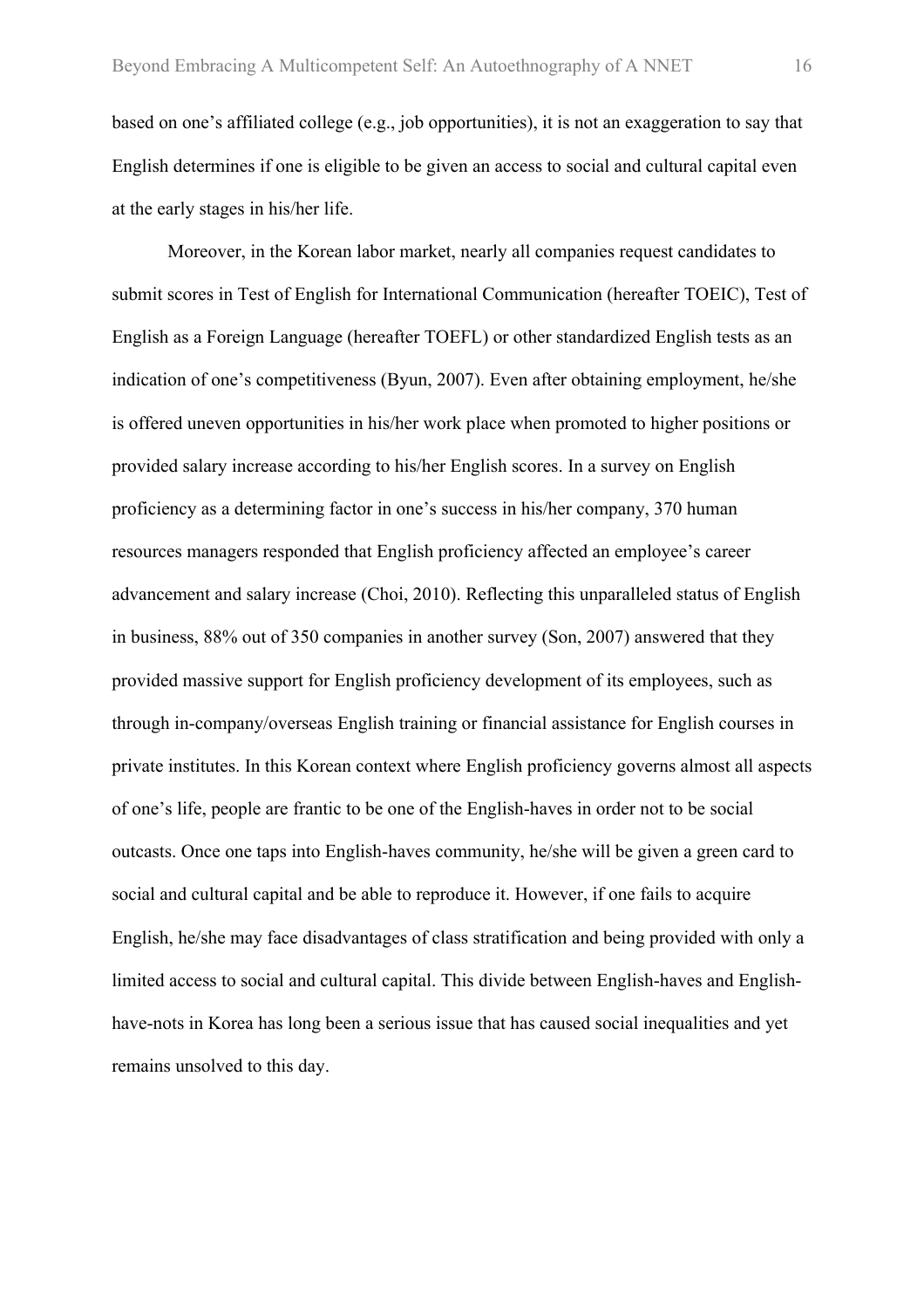based on one's affiliated college (e.g., job opportunities), it is not an exaggeration to say that English determines if one is eligible to be given an access to social and cultural capital even at the early stages in his/her life.

Moreover, in the Korean labor market, nearly all companies request candidates to submit scores in Test of English for International Communication (hereafter TOEIC), Test of English as a Foreign Language (hereafter TOEFL) or other standardized English tests as an indication of one's competitiveness (Byun, 2007). Even after obtaining employment, he/she is offered uneven opportunities in his/her work place when promoted to higher positions or provided salary increase according to his/her English scores. In a survey on English proficiency as a determining factor in one's success in his/her company, 370 human resources managers responded that English proficiency affected an employee's career advancement and salary increase (Choi, 2010). Reflecting this unparalleled status of English in business, 88% out of 350 companies in another survey (Son, 2007) answered that they provided massive support for English proficiency development of its employees, such as through in-company/overseas English training or financial assistance for English courses in private institutes. In this Korean context where English proficiency governs almost all aspects of one's life, people are frantic to be one of the English-haves in order not to be social outcasts. Once one taps into English-haves community, he/she will be given a green card to social and cultural capital and be able to reproduce it. However, if one fails to acquire English, he/she may face disadvantages of class stratification and being provided with only a limited access to social and cultural capital. This divide between English-haves and English-have-nots in Korea has long been a serious issue that has caused social inequalities and yet remains unsolved to this day.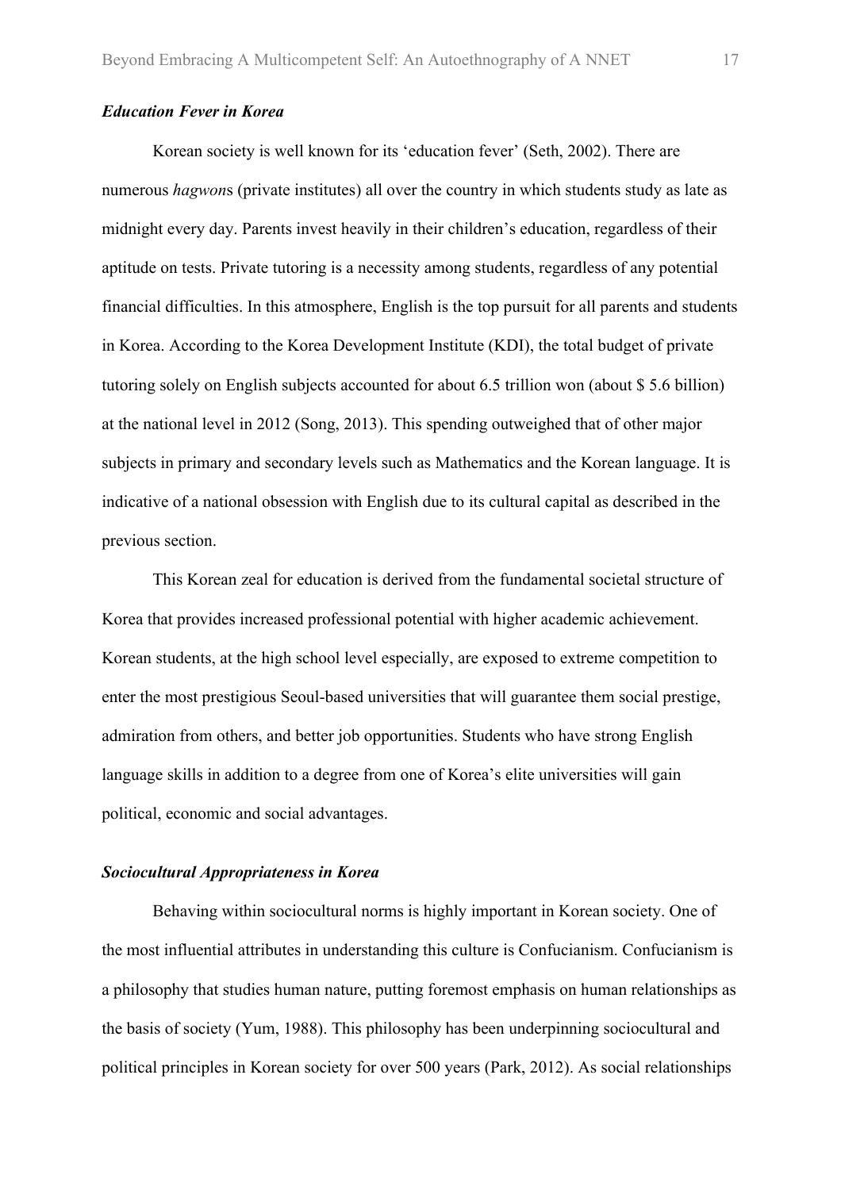### *Education Fever in Korea*

Korean society is well known for its 'education fever' (Seth, 2002). There are numerous *hagwon*s (private institutes) all over the country in which students study as late as midnight every day. Parents invest heavily in their children's education, regardless of their aptitude on tests. Private tutoring is a necessity among students, regardless of any potential financial difficulties. In this atmosphere, English is the top pursuit for all parents and students in Korea. According to the Korea Development Institute (KDI), the total budget of private tutoring solely on English subjects accounted for about 6.5 trillion won (about $ 5.6 billion) at the national level in 2012 (Song, 2013). This spending outweighed that of other major subjects in primary and secondary levels such as Mathematics and the Korean language. It is indicative of a national obsession with English due to its cultural capital as described in the previous section.

This Korean zeal for education is derived from the fundamental societal structure of Korea that provides increased professional potential with higher academic achievement. Korean students, at the high school level especially, are exposed to extreme competition to enter the most prestigious Seoul-based universities that will guarantee them social prestige, admiration from others, and better job opportunities. Students who have strong English language skills in addition to a degree from one of Korea's elite universities will gain political, economic and social advantages.

### *Sociocultural Appropriateness in Korea*

Behaving within sociocultural norms is highly important in Korean society. One of the most influential attributes in understanding this culture is Confucianism. Confucianism is a philosophy that studies human nature, putting foremost emphasis on human relationships as the basis of society (Yum, 1988). This philosophy has been underpinning sociocultural and political principles in Korean society for over 500 years (Park, 2012). As social relationships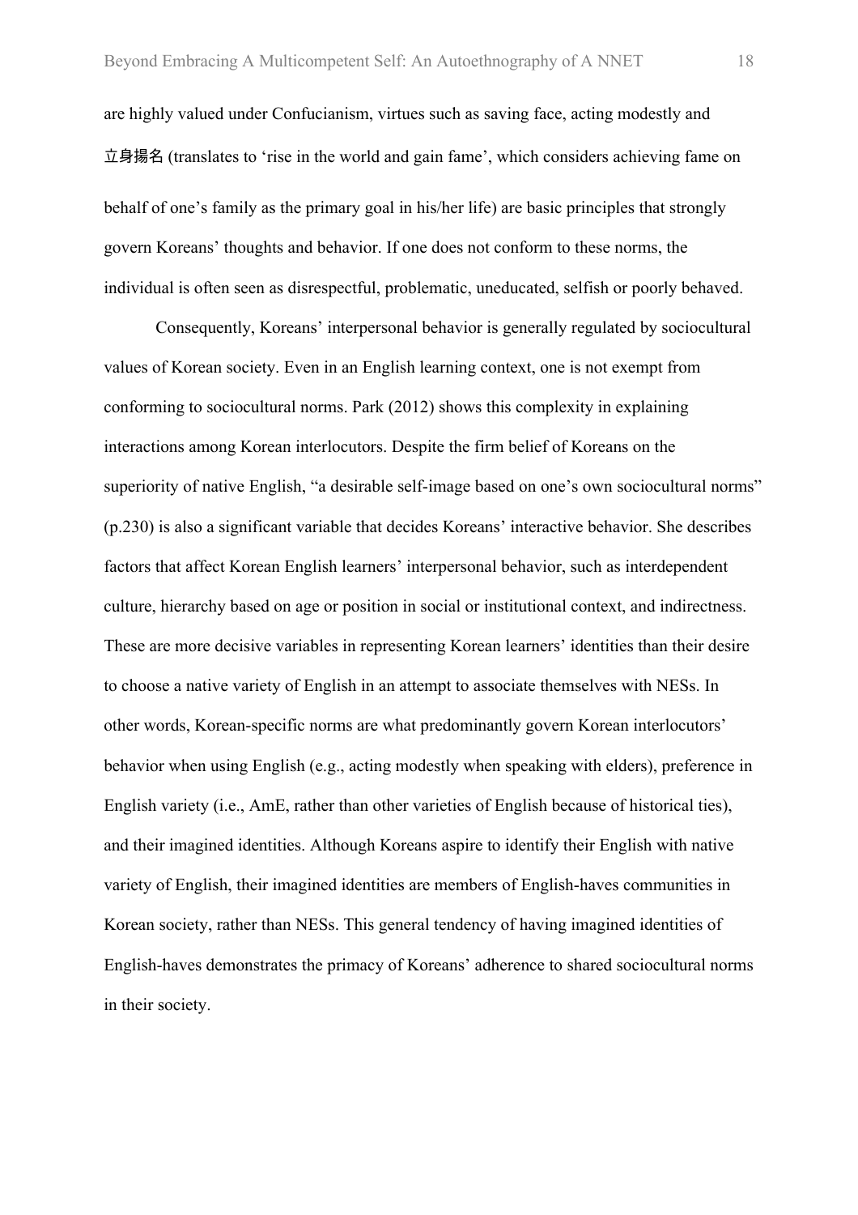are highly valued under Confucianism, virtues such as saving face, acting modestly and 立身揚名 (translates to 'rise in the world and gain fame', which considers achieving fame on behalf of one's family as the primary goal in his/her life) are basic principles that strongly govern Koreans' thoughts and behavior. If one does not conform to these norms, the individual is often seen as disrespectful, problematic, uneducated, selfish or poorly behaved.

Consequently, Koreans' interpersonal behavior is generally regulated by sociocultural values of Korean society. Even in an English learning context, one is not exempt from conforming to sociocultural norms. Park (2012) shows this complexity in explaining interactions among Korean interlocutors. Despite the firm belief of Koreans on the superiority of native English, "a desirable self-image based on one's own sociocultural norms" (p.230) is also a significant variable that decides Koreans' interactive behavior. She describes factors that affect Korean English learners' interpersonal behavior, such as interdependent culture, hierarchy based on age or position in social or institutional context, and indirectness. These are more decisive variables in representing Korean learners' identities than their desire to choose a native variety of English in an attempt to associate themselves with NESs. In other words, Korean-specific norms are what predominantly govern Korean interlocutors' behavior when using English (e.g., acting modestly when speaking with elders), preference in English variety (i.e., AmE, rather than other varieties of English because of historical ties), and their imagined identities. Although Koreans aspire to identify their English with native variety of English, their imagined identities are members of English-haves communities in Korean society, rather than NESs. This general tendency of having imagined identities of English-haves demonstrates the primacy of Koreans' adherence to shared sociocultural norms in their society.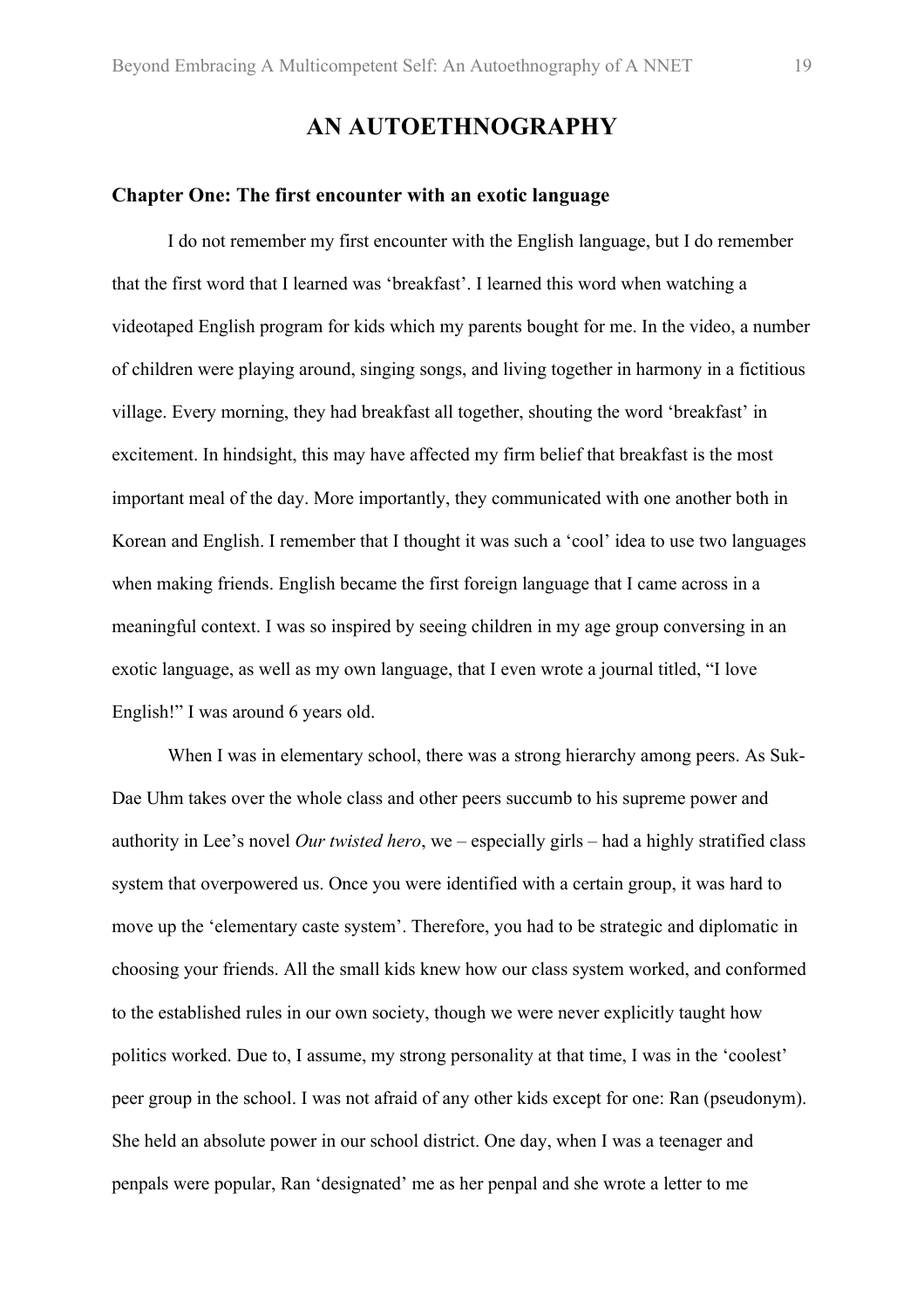# AN AUTOETHNOGRAPHY

### Chapter One: The first encounter with an exotic language

I do not remember my first encounter with the English language, but I do remember that the first word that I learned was 'breakfast'. I learned this word when watching a videotaped English program for kids which my parents bought for me. In the video, a number of children were playing around, singing songs, and living together in harmony in a fictitious village. Every morning, they had breakfast all together, shouting the word 'breakfast' in excitement. In hindsight, this may have affected my firm belief that breakfast is the most important meal of the day. More importantly, they communicated with one another both in Korean and English. I remember that I thought it was such a 'cool' idea to use two languages when making friends. English became the first foreign language that I came across in a meaningful context. I was so inspired by seeing children in my age group conversing in an exotic language, as well as my own language, that I even wrote a journal titled, "I love English!" I was around 6 years old.

When I was in elementary school, there was a strong hierarchy among peers. As Suk-Dae Uhm takes over the whole class and other peers succumb to his supreme power and authority in Lee's novel *Our twisted hero*, we – especially girls – had a highly stratified class system that overpowered us. Once you were identified with a certain group, it was hard to move up the 'elementary caste system'. Therefore, you had to be strategic and diplomatic in choosing your friends. All the small kids knew how our class system worked, and conformed to the established rules in our own society, though we were never explicitly taught how politics worked. Due to, I assume, my strong personality at that time, I was in the 'coolest' peer group in the school. I was not afraid of any other kids except for one: Ran (pseudonym). She held an absolute power in our school district. One day, when I was a teenager and penpals were popular, Ran 'designated' me as her penpal and she wrote a letter to me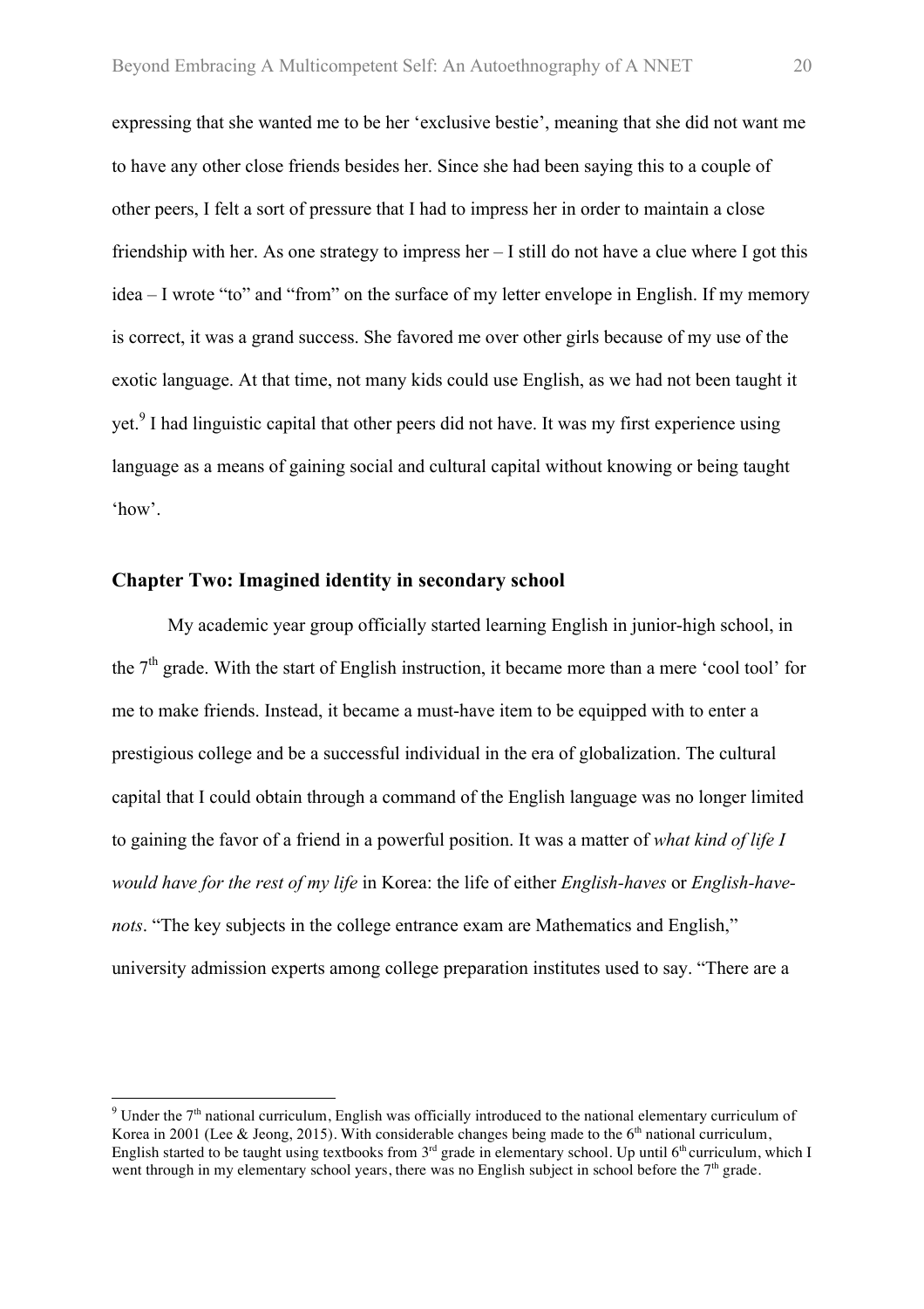expressing that she wanted me to be her 'exclusive bestie', meaning that she did not want me to have any other close friends besides her. Since she had been saying this to a couple of other peers, I felt a sort of pressure that I had to impress her in order to maintain a close friendship with her. As one strategy to impress her – I still do not have a clue where I got this idea – I wrote "to" and "from" on the surface of my letter envelope in English. If my memory is correct, it was a grand success. She favored me over other girls because of my use of the exotic language. At that time, not many kids could use English, as we had not been taught it yet.[9] I had linguistic capital that other peers did not have. It was my first experience using language as a means of gaining social and cultural capital without knowing or being taught 'how'.

## Chapter Two: Imagined identity in secondary school

My academic year group officially started learning English in junior-high school, in the 7th grade. With the start of English instruction, it became more than a mere 'cool tool' for me to make friends. Instead, it became a must-have item to be equipped with to enter a prestigious college and be a successful individual in the era of globalization. The cultural capital that I could obtain through a command of the English language was no longer limited to gaining the favor of a friend in a powerful position. It was a matter of *what kind of life I would have for the rest of my life* in Korea: the life of either *English-haves* or *English-have-nots*. "The key subjects in the college entrance exam are Mathematics and English," university admission experts among college preparation institutes used to say. "There are a

---

[9] Under the 7th national curriculum, English was officially introduced to the national elementary curriculum of Korea in 2001 (Lee & Jeong, 2015). With considerable changes being made to the 6th national curriculum, English started to be taught using textbooks from 3rd grade in elementary school. Up until 6th curriculum, which I went through in my elementary school years, there was no English subject in school before the 7th grade.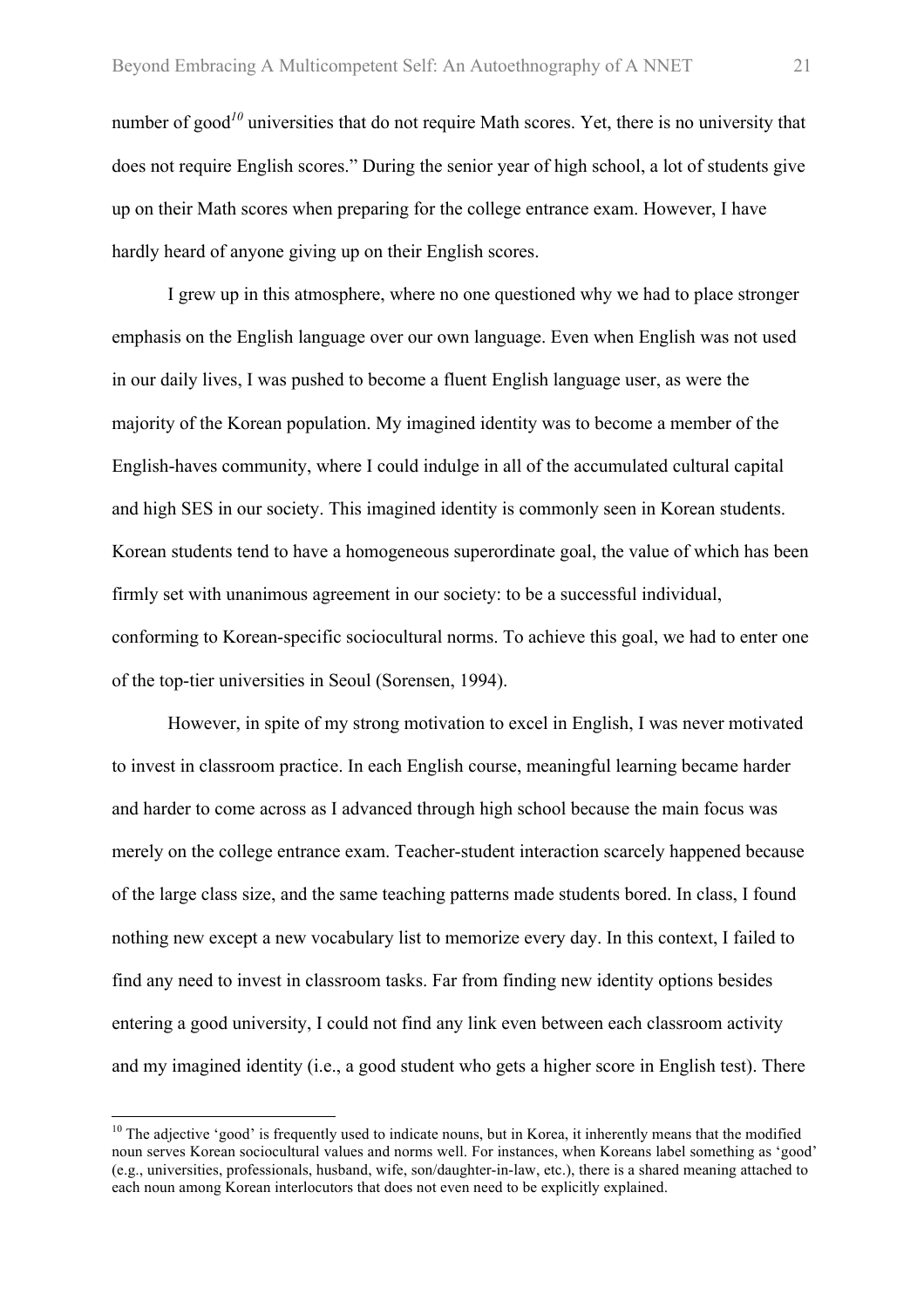number of good[10] universities that do not require Math scores. Yet, there is no university that does not require English scores." During the senior year of high school, a lot of students give up on their Math scores when preparing for the college entrance exam. However, I have hardly heard of anyone giving up on their English scores.

I grew up in this atmosphere, where no one questioned why we had to place stronger emphasis on the English language over our own language. Even when English was not used in our daily lives, I was pushed to become a fluent English language user, as were the majority of the Korean population. My imagined identity was to become a member of the English-haves community, where I could indulge in all of the accumulated cultural capital and high SES in our society. This imagined identity is commonly seen in Korean students. Korean students tend to have a homogeneous superordinate goal, the value of which has been firmly set with unanimous agreement in our society: to be a successful individual, conforming to Korean-specific sociocultural norms. To achieve this goal, we had to enter one of the top-tier universities in Seoul (Sorensen, 1994).

However, in spite of my strong motivation to excel in English, I was never motivated to invest in classroom practice. In each English course, meaningful learning became harder and harder to come across as I advanced through high school because the main focus was merely on the college entrance exam. Teacher-student interaction scarcely happened because of the large class size, and the same teaching patterns made students bored. In class, I found nothing new except a new vocabulary list to memorize every day. In this context, I failed to find any need to invest in classroom tasks. Far from finding new identity options besides entering a good university, I could not find any link even between each classroom activity and my imagined identity (i.e., a good student who gets a higher score in English test). There

[10] The adjective 'good' is frequently used to indicate nouns, but in Korea, it inherently means that the modified noun serves Korean sociocultural values and norms well. For instances, when Koreans label something as 'good' (e.g., universities, professionals, husband, wife, son/daughter-in-law, etc.), there is a shared meaning attached to each noun among Korean interlocutors that does not even need to be explicitly explained.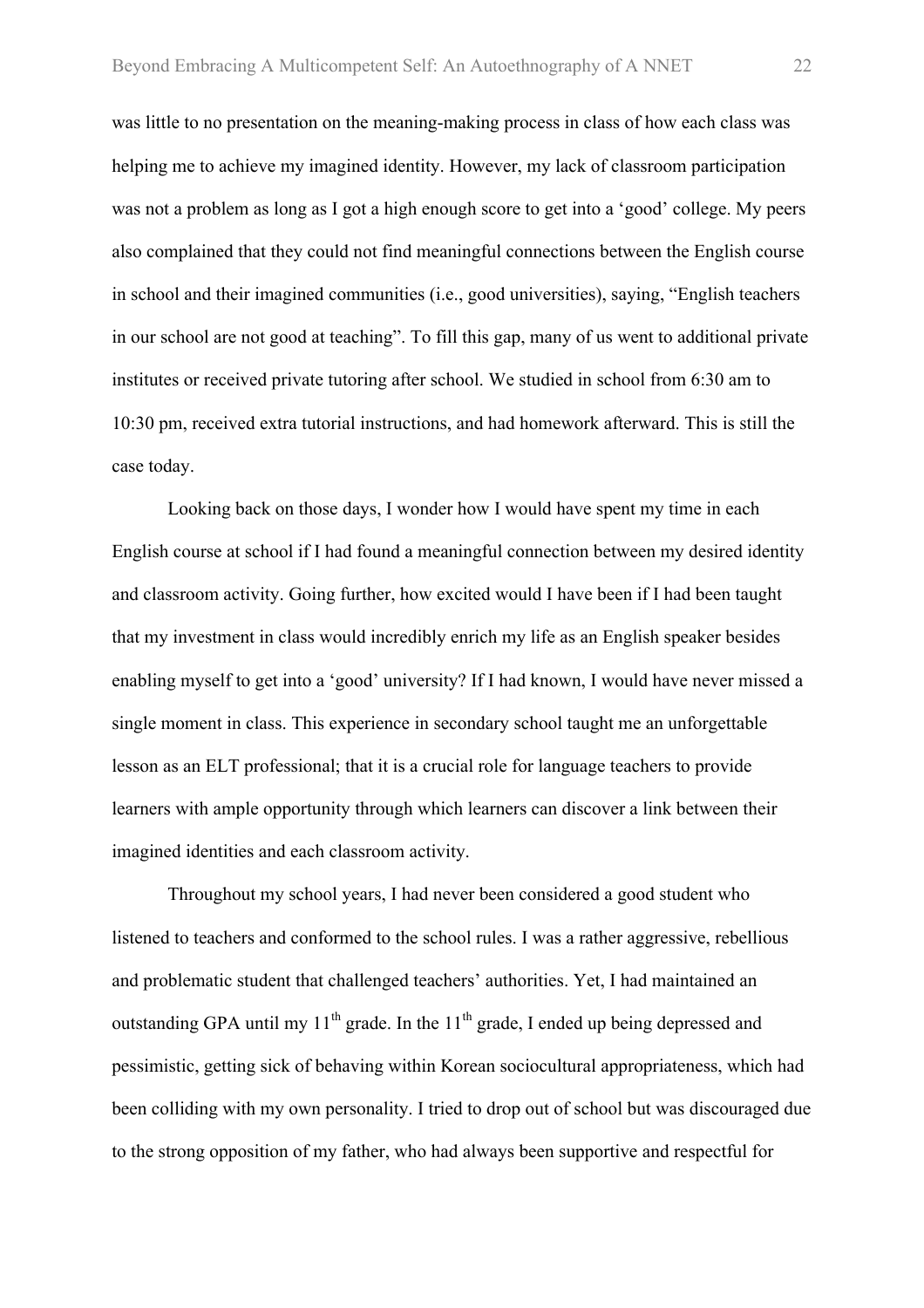was little to no presentation on the meaning-making process in class of how each class was helping me to achieve my imagined identity. However, my lack of classroom participation was not a problem as long as I got a high enough score to get into a 'good' college. My peers also complained that they could not find meaningful connections between the English course in school and their imagined communities (i.e., good universities), saying, "English teachers in our school are not good at teaching". To fill this gap, many of us went to additional private institutes or received private tutoring after school. We studied in school from 6:30 am to 10:30 pm, received extra tutorial instructions, and had homework afterward. This is still the case today.

Looking back on those days, I wonder how I would have spent my time in each English course at school if I had found a meaningful connection between my desired identity and classroom activity. Going further, how excited would I have been if I had been taught that my investment in class would incredibly enrich my life as an English speaker besides enabling myself to get into a 'good' university? If I had known, I would have never missed a single moment in class. This experience in secondary school taught me an unforgettable lesson as an ELT professional; that it is a crucial role for language teachers to provide learners with ample opportunity through which learners can discover a link between their imagined identities and each classroom activity.

Throughout my school years, I had never been considered a good student who listened to teachers and conformed to the school rules. I was a rather aggressive, rebellious and problematic student that challenged teachers' authorities. Yet, I had maintained an outstanding GPA until my 11th grade. In the 11th grade, I ended up being depressed and pessimistic, getting sick of behaving within Korean sociocultural appropriateness, which had been colliding with my own personality. I tried to drop out of school but was discouraged due to the strong opposition of my father, who had always been supportive and respectful for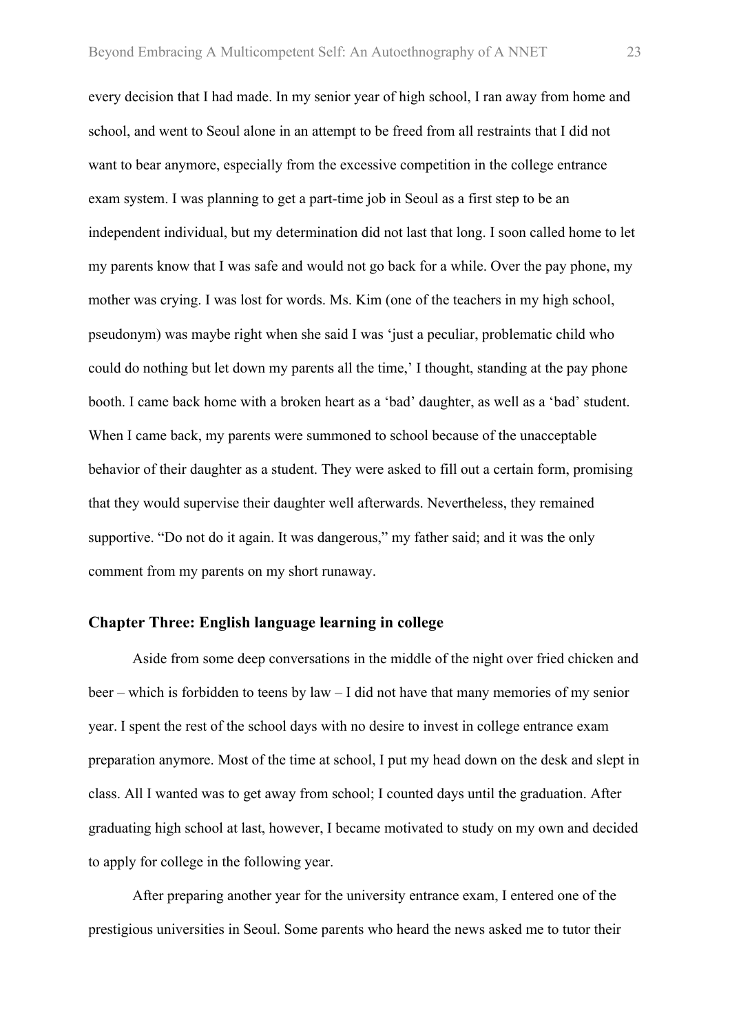every decision that I had made. In my senior year of high school, I ran away from home and school, and went to Seoul alone in an attempt to be freed from all restraints that I did not want to bear anymore, especially from the excessive competition in the college entrance exam system. I was planning to get a part-time job in Seoul as a first step to be an independent individual, but my determination did not last that long. I soon called home to let my parents know that I was safe and would not go back for a while. Over the pay phone, my mother was crying. I was lost for words. Ms. Kim (one of the teachers in my high school, pseudonym) was maybe right when she said I was 'just a peculiar, problematic child who could do nothing but let down my parents all the time,' I thought, standing at the pay phone booth. I came back home with a broken heart as a 'bad' daughter, as well as a 'bad' student. When I came back, my parents were summoned to school because of the unacceptable behavior of their daughter as a student. They were asked to fill out a certain form, promising that they would supervise their daughter well afterwards. Nevertheless, they remained supportive. "Do not do it again. It was dangerous," my father said; and it was the only comment from my parents on my short runaway.

## Chapter Three: English language learning in college

Aside from some deep conversations in the middle of the night over fried chicken and beer – which is forbidden to teens by law – I did not have that many memories of my senior year. I spent the rest of the school days with no desire to invest in college entrance exam preparation anymore. Most of the time at school, I put my head down on the desk and slept in class. All I wanted was to get away from school; I counted days until the graduation. After graduating high school at last, however, I became motivated to study on my own and decided to apply for college in the following year.

After preparing another year for the university entrance exam, I entered one of the prestigious universities in Seoul. Some parents who heard the news asked me to tutor their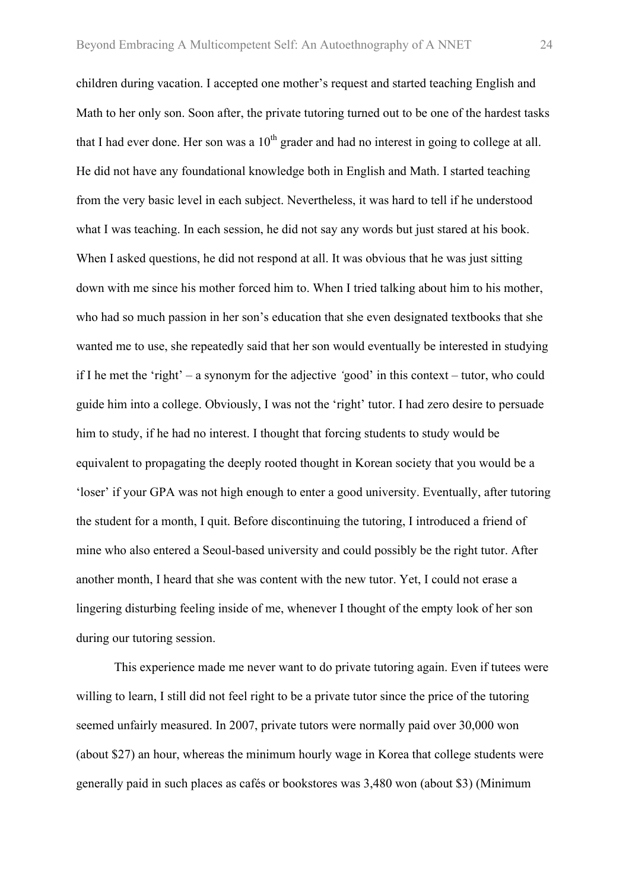children during vacation. I accepted one mother's request and started teaching English and Math to her only son. Soon after, the private tutoring turned out to be one of the hardest tasks that I had ever done. Her son was a 10th grader and had no interest in going to college at all. He did not have any foundational knowledge both in English and Math. I started teaching from the very basic level in each subject. Nevertheless, it was hard to tell if he understood what I was teaching. In each session, he did not say any words but just stared at his book. When I asked questions, he did not respond at all. It was obvious that he was just sitting down with me since his mother forced him to. When I tried talking about him to his mother, who had so much passion in her son's education that she even designated textbooks that she wanted me to use, she repeatedly said that her son would eventually be interested in studying if I he met the 'right' – a synonym for the adjective *'*good' in this context – tutor, who could guide him into a college. Obviously, I was not the 'right' tutor. I had zero desire to persuade him to study, if he had no interest. I thought that forcing students to study would be equivalent to propagating the deeply rooted thought in Korean society that you would be a 'loser' if your GPA was not high enough to enter a good university. Eventually, after tutoring the student for a month, I quit. Before discontinuing the tutoring, I introduced a friend of mine who also entered a Seoul-based university and could possibly be the right tutor. After another month, I heard that she was content with the new tutor. Yet, I could not erase a lingering disturbing feeling inside of me, whenever I thought of the empty look of her son during our tutoring session.

This experience made me never want to do private tutoring again. Even if tutees were willing to learn, I still did not feel right to be a private tutor since the price of the tutoring seemed unfairly measured. In 2007, private tutors were normally paid over 30,000 won (about $27) an hour, whereas the minimum hourly wage in Korea that college students were generally paid in such places as cafés or bookstores was 3,480 won (about $3) (Minimum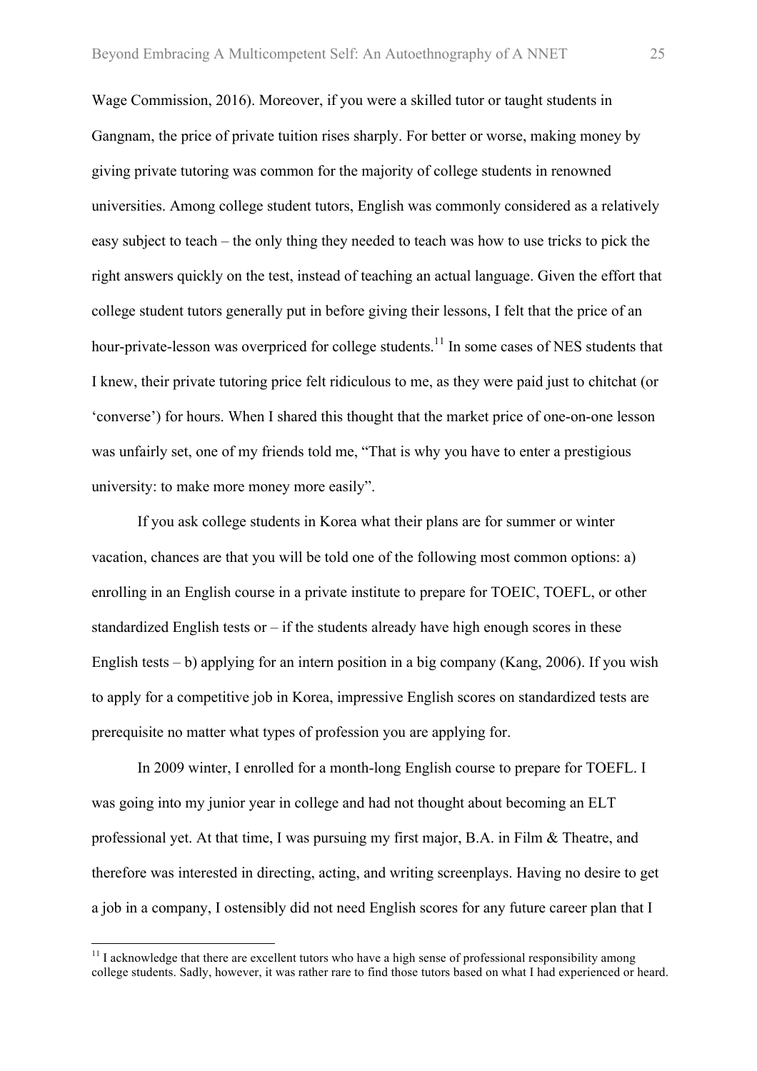Wage Commission, 2016). Moreover, if you were a skilled tutor or taught students in Gangnam, the price of private tuition rises sharply. For better or worse, making money by giving private tutoring was common for the majority of college students in renowned universities. Among college student tutors, English was commonly considered as a relatively easy subject to teach – the only thing they needed to teach was how to use tricks to pick the right answers quickly on the test, instead of teaching an actual language. Given the effort that college student tutors generally put in before giving their lessons, I felt that the price of an hour-private-lesson was overpriced for college students.[11] In some cases of NES students that I knew, their private tutoring price felt ridiculous to me, as they were paid just to chitchat (or 'converse') for hours. When I shared this thought that the market price of one-on-one lesson was unfairly set, one of my friends told me, "That is why you have to enter a prestigious university: to make more money more easily".

If you ask college students in Korea what their plans are for summer or winter vacation, chances are that you will be told one of the following most common options: a) enrolling in an English course in a private institute to prepare for TOEIC, TOEFL, or other standardized English tests or – if the students already have high enough scores in these English tests – b) applying for an intern position in a big company (Kang, 2006). If you wish to apply for a competitive job in Korea, impressive English scores on standardized tests are prerequisite no matter what types of profession you are applying for.

In 2009 winter, I enrolled for a month-long English course to prepare for TOEFL. I was going into my junior year in college and had not thought about becoming an ELT professional yet. At that time, I was pursuing my first major, B.A. in Film & Theatre, and therefore was interested in directing, acting, and writing screenplays. Having no desire to get a job in a company, I ostensibly did not need English scores for any future career plan that I

---

[11] I acknowledge that there are excellent tutors who have a high sense of professional responsibility among college students. Sadly, however, it was rather rare to find those tutors based on what I had experienced or heard.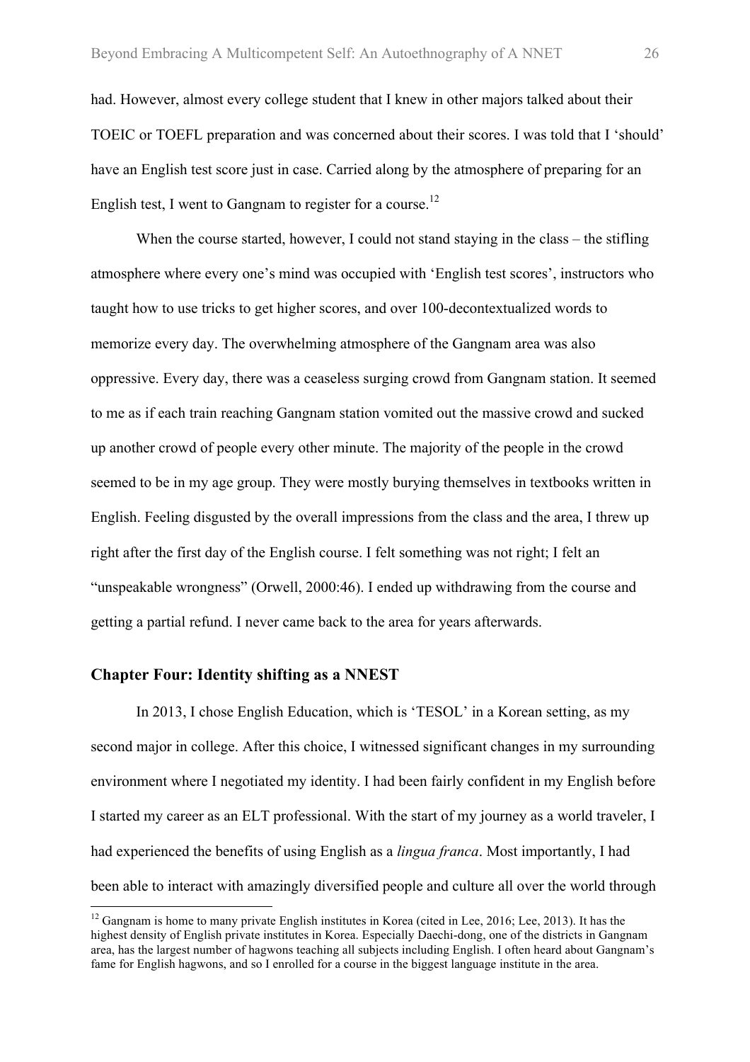had. However, almost every college student that I knew in other majors talked about their TOEIC or TOEFL preparation and was concerned about their scores. I was told that I 'should' have an English test score just in case. Carried along by the atmosphere of preparing for an English test, I went to Gangnam to register for a course.[12]

When the course started, however, I could not stand staying in the class – the stifling atmosphere where every one's mind was occupied with 'English test scores', instructors who taught how to use tricks to get higher scores, and over 100-decontextualized words to memorize every day. The overwhelming atmosphere of the Gangnam area was also oppressive. Every day, there was a ceaseless surging crowd from Gangnam station. It seemed to me as if each train reaching Gangnam station vomited out the massive crowd and sucked up another crowd of people every other minute. The majority of the people in the crowd seemed to be in my age group. They were mostly burying themselves in textbooks written in English. Feeling disgusted by the overall impressions from the class and the area, I threw up right after the first day of the English course. I felt something was not right; I felt an "unspeakable wrongness" (Orwell, 2000:46). I ended up withdrawing from the course and getting a partial refund. I never came back to the area for years afterwards.

## Chapter Four: Identity shifting as a NNEST

In 2013, I chose English Education, which is 'TESOL' in a Korean setting, as my second major in college. After this choice, I witnessed significant changes in my surrounding environment where I negotiated my identity. I had been fairly confident in my English before I started my career as an ELT professional. With the start of my journey as a world traveler, I had experienced the benefits of using English as a *lingua franca*. Most importantly, I had been able to interact with amazingly diversified people and culture all over the world through

---

[12] Gangnam is home to many private English institutes in Korea (cited in Lee, 2016; Lee, 2013). It has the highest density of English private institutes in Korea. Especially Daechi-dong, one of the districts in Gangnam area, has the largest number of hagwons teaching all subjects including English. I often heard about Gangnam's fame for English hagwons, and so I enrolled for a course in the biggest language institute in the area.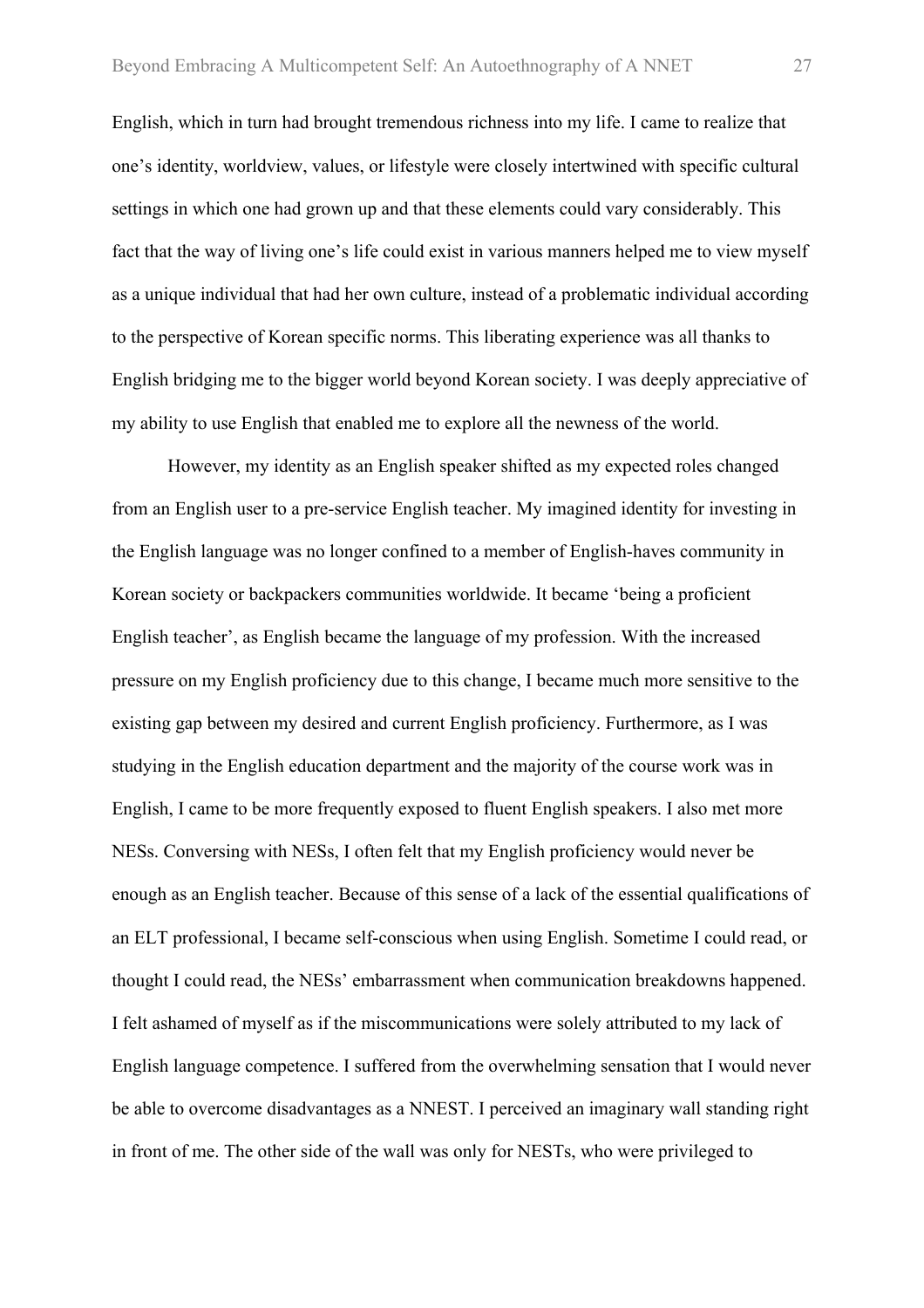English, which in turn had brought tremendous richness into my life. I came to realize that one's identity, worldview, values, or lifestyle were closely intertwined with specific cultural settings in which one had grown up and that these elements could vary considerably. This fact that the way of living one's life could exist in various manners helped me to view myself as a unique individual that had her own culture, instead of a problematic individual according to the perspective of Korean specific norms. This liberating experience was all thanks to English bridging me to the bigger world beyond Korean society. I was deeply appreciative of my ability to use English that enabled me to explore all the newness of the world.

However, my identity as an English speaker shifted as my expected roles changed from an English user to a pre-service English teacher. My imagined identity for investing in the English language was no longer confined to a member of English-haves community in Korean society or backpackers communities worldwide. It became 'being a proficient English teacher', as English became the language of my profession. With the increased pressure on my English proficiency due to this change, I became much more sensitive to the existing gap between my desired and current English proficiency. Furthermore, as I was studying in the English education department and the majority of the course work was in English, I came to be more frequently exposed to fluent English speakers. I also met more NESs. Conversing with NESs, I often felt that my English proficiency would never be enough as an English teacher. Because of this sense of a lack of the essential qualifications of an ELT professional, I became self-conscious when using English. Sometime I could read, or thought I could read, the NESs' embarrassment when communication breakdowns happened. I felt ashamed of myself as if the miscommunications were solely attributed to my lack of English language competence. I suffered from the overwhelming sensation that I would never be able to overcome disadvantages as a NNEST. I perceived an imaginary wall standing right in front of me. The other side of the wall was only for NESTs, who were privileged to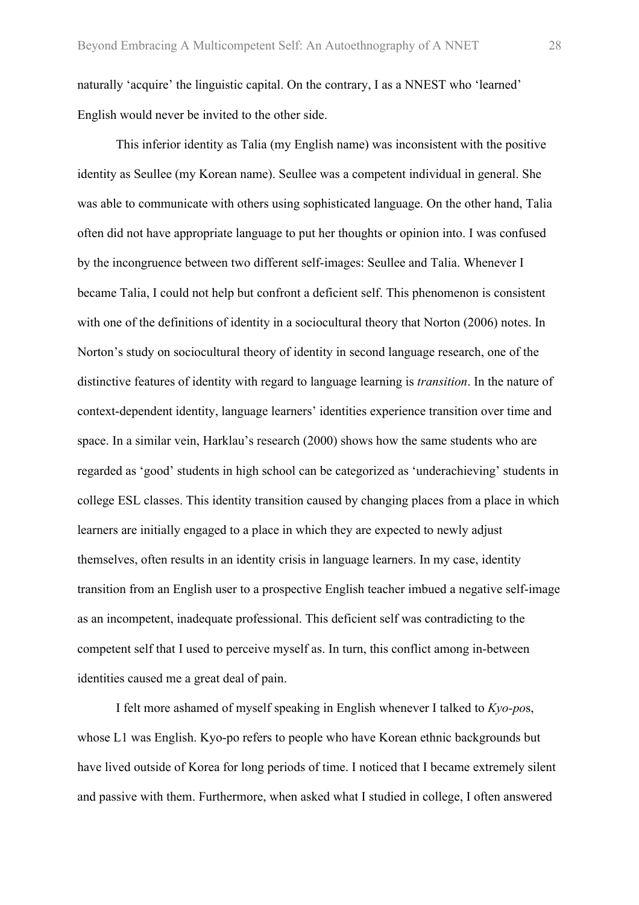naturally 'acquire' the linguistic capital. On the contrary, I as a NNEST who 'learned' English would never be invited to the other side.

This inferior identity as Talia (my English name) was inconsistent with the positive identity as Seullee (my Korean name). Seullee was a competent individual in general. She was able to communicate with others using sophisticated language. On the other hand, Talia often did not have appropriate language to put her thoughts or opinion into. I was confused by the incongruence between two different self-images: Seullee and Talia. Whenever I became Talia, I could not help but confront a deficient self. This phenomenon is consistent with one of the definitions of identity in a sociocultural theory that Norton (2006) notes. In Norton's study on sociocultural theory of identity in second language research, one of the distinctive features of identity with regard to language learning is *transition*. In the nature of context-dependent identity, language learners' identities experience transition over time and space. In a similar vein, Harklau's research (2000) shows how the same students who are regarded as 'good' students in high school can be categorized as 'underachieving' students in college ESL classes. This identity transition caused by changing places from a place in which learners are initially engaged to a place in which they are expected to newly adjust themselves, often results in an identity crisis in language learners. In my case, identity transition from an English user to a prospective English teacher imbued a negative self-image as an incompetent, inadequate professional. This deficient self was contradicting to the competent self that I used to perceive myself as. In turn, this conflict among in-between identities caused me a great deal of pain.

I felt more ashamed of myself speaking in English whenever I talked to *Kyo-po*s, whose L1 was English. Kyo-po refers to people who have Korean ethnic backgrounds but have lived outside of Korea for long periods of time. I noticed that I became extremely silent and passive with them. Furthermore, when asked what I studied in college, I often answered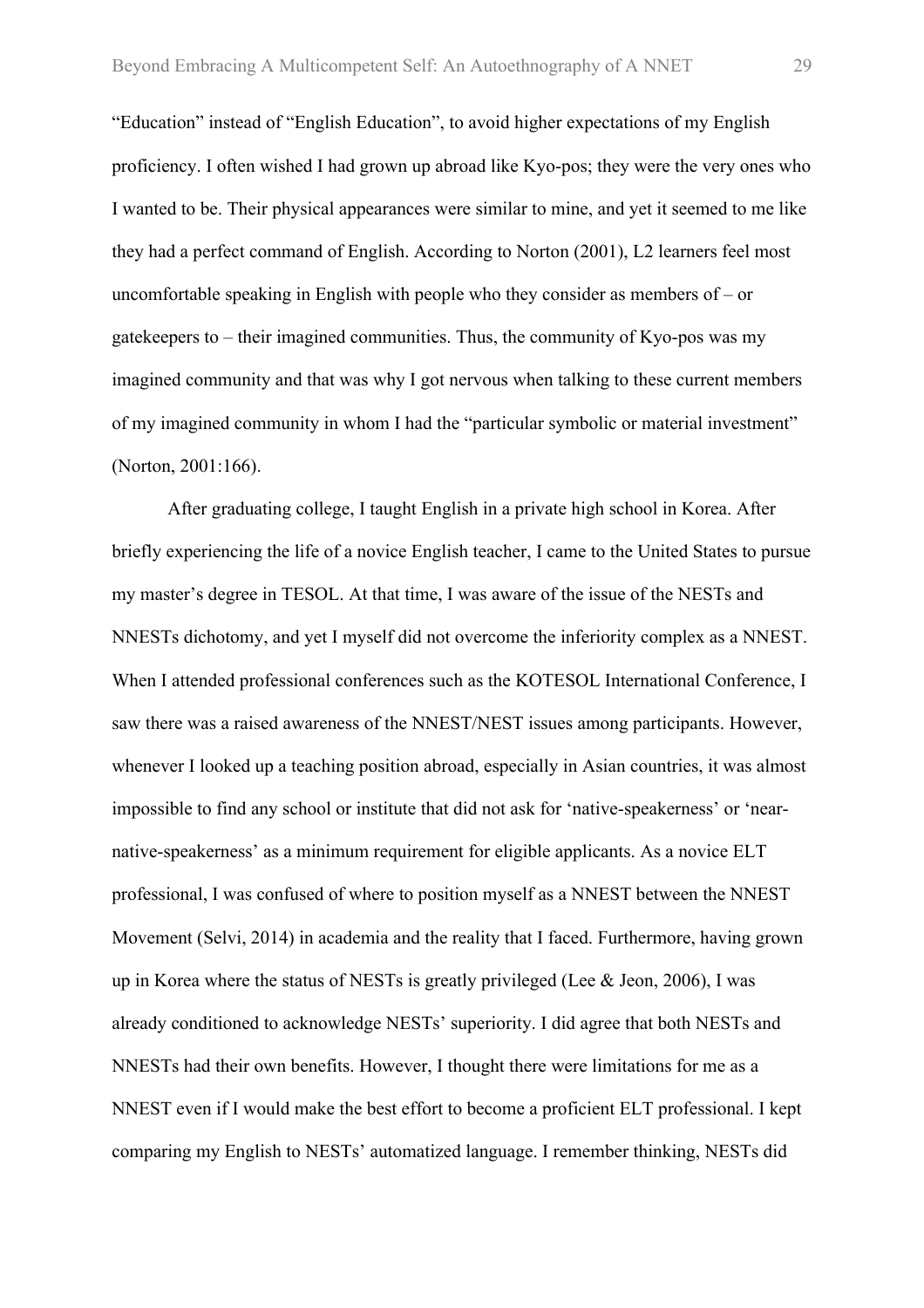"Education" instead of "English Education", to avoid higher expectations of my English proficiency. I often wished I had grown up abroad like Kyo-pos; they were the very ones who I wanted to be. Their physical appearances were similar to mine, and yet it seemed to me like they had a perfect command of English. According to Norton (2001), L2 learners feel most uncomfortable speaking in English with people who they consider as members of – or gatekeepers to – their imagined communities. Thus, the community of Kyo-pos was my imagined community and that was why I got nervous when talking to these current members of my imagined community in whom I had the "particular symbolic or material investment" (Norton, 2001:166).

After graduating college, I taught English in a private high school in Korea. After briefly experiencing the life of a novice English teacher, I came to the United States to pursue my master's degree in TESOL. At that time, I was aware of the issue of the NESTs and NNESTs dichotomy, and yet I myself did not overcome the inferiority complex as a NNEST. When I attended professional conferences such as the KOTESOL International Conference, I saw there was a raised awareness of the NNEST/NEST issues among participants. However, whenever I looked up a teaching position abroad, especially in Asian countries, it was almost impossible to find any school or institute that did not ask for 'native-speakerness' or 'near-native-speakerness' as a minimum requirement for eligible applicants. As a novice ELT professional, I was confused of where to position myself as a NNEST between the NNEST Movement (Selvi, 2014) in academia and the reality that I faced. Furthermore, having grown up in Korea where the status of NESTs is greatly privileged (Lee & Jeon, 2006), I was already conditioned to acknowledge NESTs' superiority. I did agree that both NESTs and NNESTs had their own benefits. However, I thought there were limitations for me as a NNEST even if I would make the best effort to become a proficient ELT professional. I kept comparing my English to NESTs' automatized language. I remember thinking, NESTs did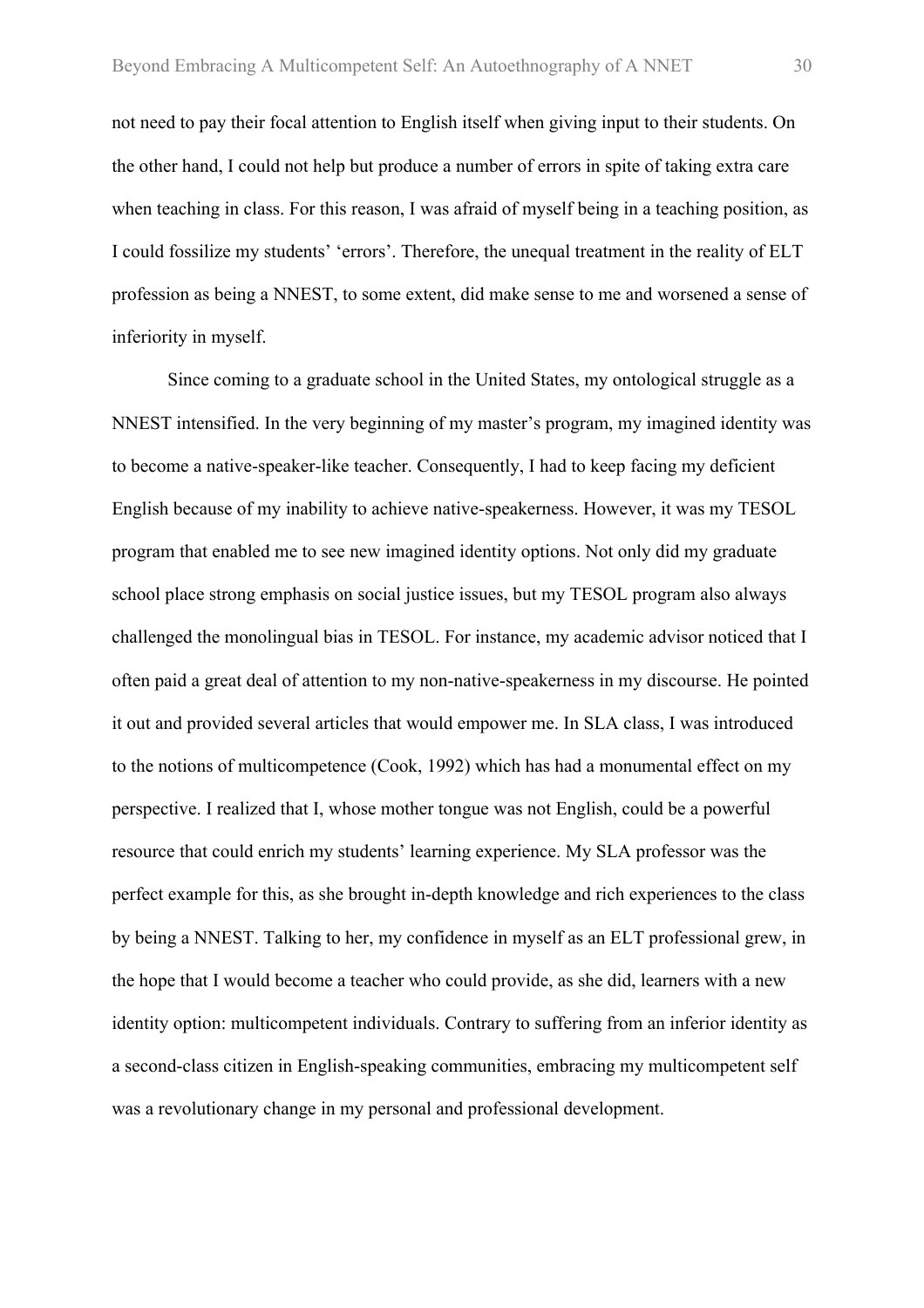not need to pay their focal attention to English itself when giving input to their students. On the other hand, I could not help but produce a number of errors in spite of taking extra care when teaching in class. For this reason, I was afraid of myself being in a teaching position, as I could fossilize my students' 'errors'. Therefore, the unequal treatment in the reality of ELT profession as being a NNEST, to some extent, did make sense to me and worsened a sense of inferiority in myself.

Since coming to a graduate school in the United States, my ontological struggle as a NNEST intensified. In the very beginning of my master's program, my imagined identity was to become a native-speaker-like teacher. Consequently, I had to keep facing my deficient English because of my inability to achieve native-speakerness. However, it was my TESOL program that enabled me to see new imagined identity options. Not only did my graduate school place strong emphasis on social justice issues, but my TESOL program also always challenged the monolingual bias in TESOL. For instance, my academic advisor noticed that I often paid a great deal of attention to my non-native-speakerness in my discourse. He pointed it out and provided several articles that would empower me. In SLA class, I was introduced to the notions of multicompetence (Cook, 1992) which has had a monumental effect on my perspective. I realized that I, whose mother tongue was not English, could be a powerful resource that could enrich my students' learning experience. My SLA professor was the perfect example for this, as she brought in-depth knowledge and rich experiences to the class by being a NNEST. Talking to her, my confidence in myself as an ELT professional grew, in the hope that I would become a teacher who could provide, as she did, learners with a new identity option: multicompetent individuals. Contrary to suffering from an inferior identity as a second-class citizen in English-speaking communities, embracing my multicompetent self was a revolutionary change in my personal and professional development.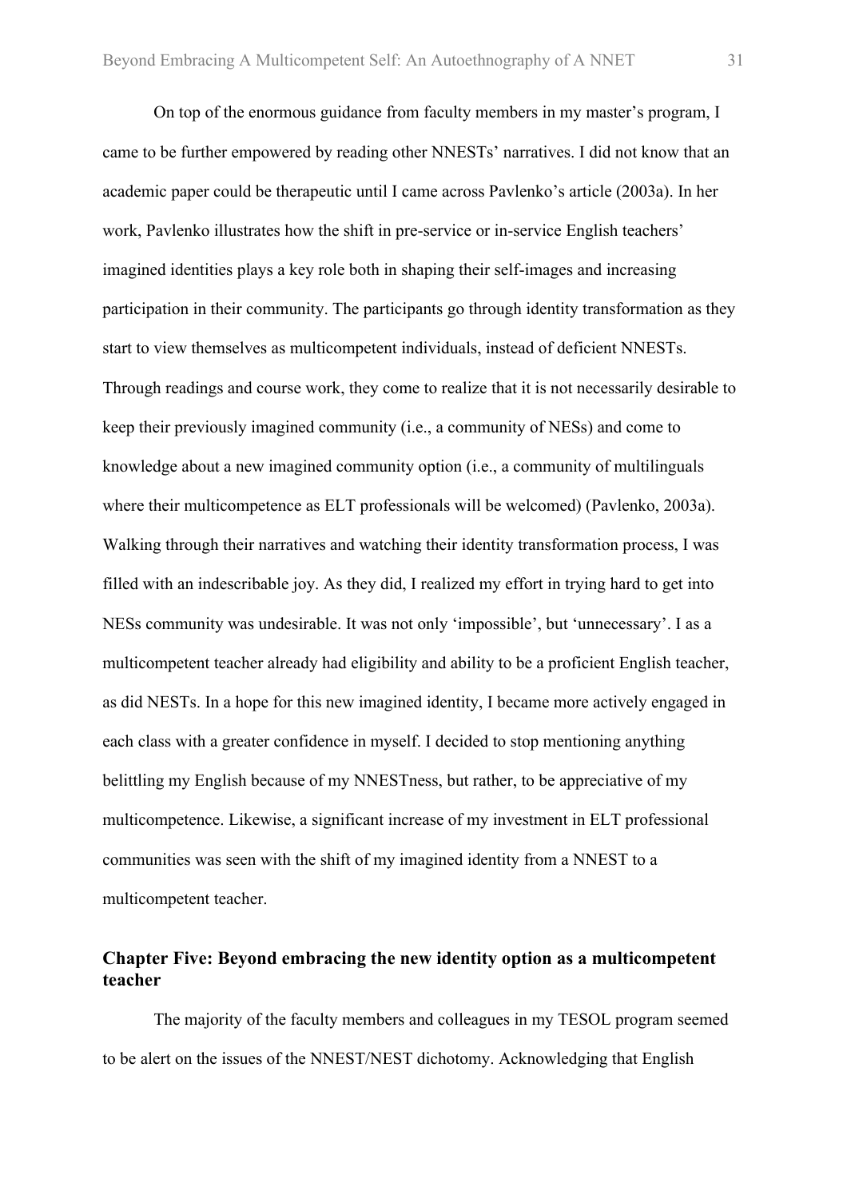On top of the enormous guidance from faculty members in my master's program, I came to be further empowered by reading other NNESTs' narratives. I did not know that an academic paper could be therapeutic until I came across Pavlenko's article (2003a). In her work, Pavlenko illustrates how the shift in pre-service or in-service English teachers' imagined identities plays a key role both in shaping their self-images and increasing participation in their community. The participants go through identity transformation as they start to view themselves as multicompetent individuals, instead of deficient NNESTs. Through readings and course work, they come to realize that it is not necessarily desirable to keep their previously imagined community (i.e., a community of NESs) and come to knowledge about a new imagined community option (i.e., a community of multilinguals where their multicompetence as ELT professionals will be welcomed) (Pavlenko, 2003a). Walking through their narratives and watching their identity transformation process, I was filled with an indescribable joy. As they did, I realized my effort in trying hard to get into NESs community was undesirable. It was not only 'impossible', but 'unnecessary'. I as a multicompetent teacher already had eligibility and ability to be a proficient English teacher, as did NESTs. In a hope for this new imagined identity, I became more actively engaged in each class with a greater confidence in myself. I decided to stop mentioning anything belittling my English because of my NNESTness, but rather, to be appreciative of my multicompetence. Likewise, a significant increase of my investment in ELT professional communities was seen with the shift of my imagined identity from a NNEST to a multicompetent teacher.

## Chapter Five: Beyond embracing the new identity option as a multicompetent teacher

The majority of the faculty members and colleagues in my TESOL program seemed to be alert on the issues of the NNEST/NEST dichotomy. Acknowledging that English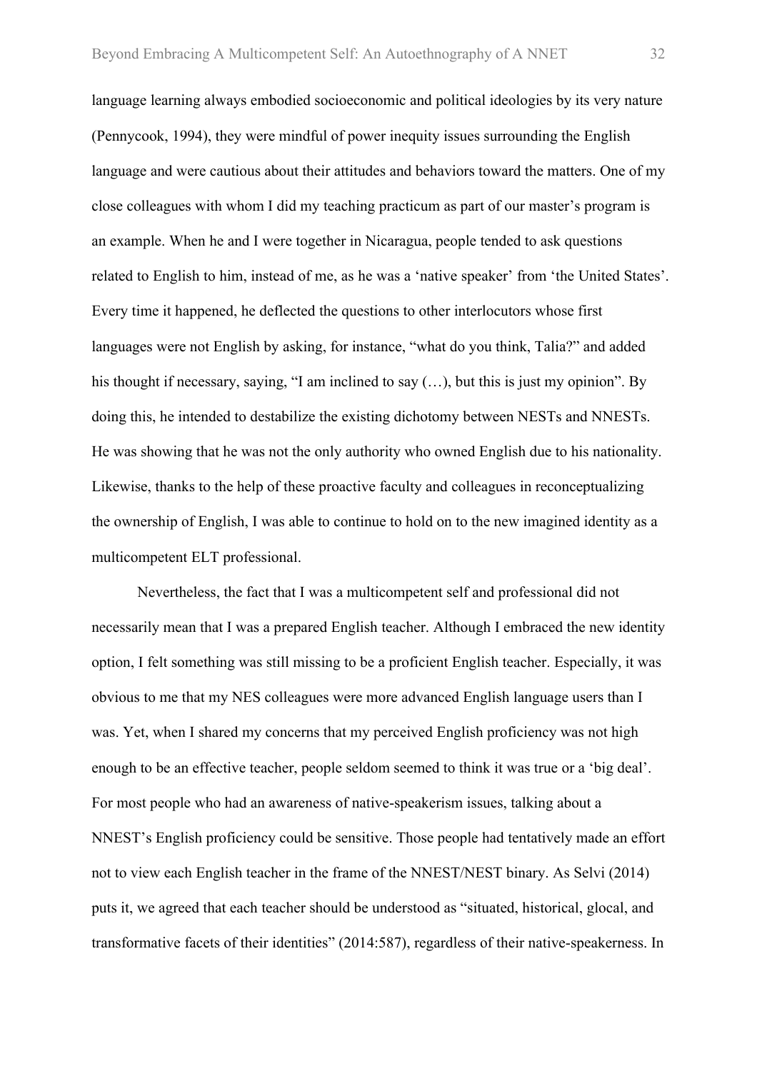language learning always embodied socioeconomic and political ideologies by its very nature (Pennycook, 1994), they were mindful of power inequity issues surrounding the English language and were cautious about their attitudes and behaviors toward the matters. One of my close colleagues with whom I did my teaching practicum as part of our master's program is an example. When he and I were together in Nicaragua, people tended to ask questions related to English to him, instead of me, as he was a 'native speaker' from 'the United States'. Every time it happened, he deflected the questions to other interlocutors whose first languages were not English by asking, for instance, "what do you think, Talia?" and added his thought if necessary, saying, "I am inclined to say (…), but this is just my opinion". By doing this, he intended to destabilize the existing dichotomy between NESTs and NNESTs. He was showing that he was not the only authority who owned English due to his nationality. Likewise, thanks to the help of these proactive faculty and colleagues in reconceptualizing the ownership of English, I was able to continue to hold on to the new imagined identity as a multicompetent ELT professional.

Nevertheless, the fact that I was a multicompetent self and professional did not necessarily mean that I was a prepared English teacher. Although I embraced the new identity option, I felt something was still missing to be a proficient English teacher. Especially, it was obvious to me that my NES colleagues were more advanced English language users than I was. Yet, when I shared my concerns that my perceived English proficiency was not high enough to be an effective teacher, people seldom seemed to think it was true or a 'big deal'. For most people who had an awareness of native-speakerism issues, talking about a NNEST's English proficiency could be sensitive. Those people had tentatively made an effort not to view each English teacher in the frame of the NNEST/NEST binary. As Selvi (2014) puts it, we agreed that each teacher should be understood as "situated, historical, glocal, and transformative facets of their identities" (2014:587), regardless of their native-speakerness. In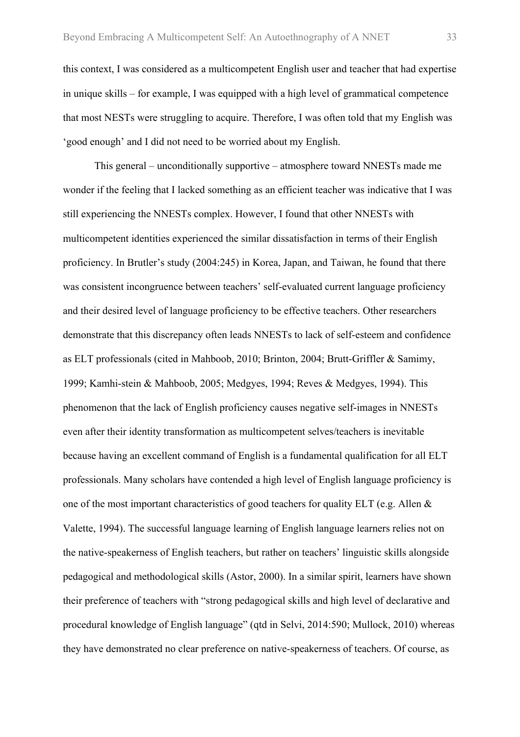this context, I was considered as a multicompetent English user and teacher that had expertise in unique skills – for example, I was equipped with a high level of grammatical competence that most NESTs were struggling to acquire. Therefore, I was often told that my English was 'good enough' and I did not need to be worried about my English.

This general – unconditionally supportive – atmosphere toward NNESTs made me wonder if the feeling that I lacked something as an efficient teacher was indicative that I was still experiencing the NNESTs complex. However, I found that other NNESTs with multicompetent identities experienced the similar dissatisfaction in terms of their English proficiency. In Brutler's study (2004:245) in Korea, Japan, and Taiwan, he found that there was consistent incongruence between teachers' self-evaluated current language proficiency and their desired level of language proficiency to be effective teachers. Other researchers demonstrate that this discrepancy often leads NNESTs to lack of self-esteem and confidence as ELT professionals (cited in Mahboob, 2010; Brinton, 2004; Brutt-Griffler & Samimy, 1999; Kamhi-stein & Mahboob, 2005; Medgyes, 1994; Reves & Medgyes, 1994). This phenomenon that the lack of English proficiency causes negative self-images in NNESTs even after their identity transformation as multicompetent selves/teachers is inevitable because having an excellent command of English is a fundamental qualification for all ELT professionals. Many scholars have contended a high level of English language proficiency is one of the most important characteristics of good teachers for quality ELT (e.g. Allen & Valette, 1994). The successful language learning of English language learners relies not on the native-speakerness of English teachers, but rather on teachers' linguistic skills alongside pedagogical and methodological skills (Astor, 2000). In a similar spirit, learners have shown their preference of teachers with "strong pedagogical skills and high level of declarative and procedural knowledge of English language" (qtd in Selvi, 2014:590; Mullock, 2010) whereas they have demonstrated no clear preference on native-speakerness of teachers. Of course, as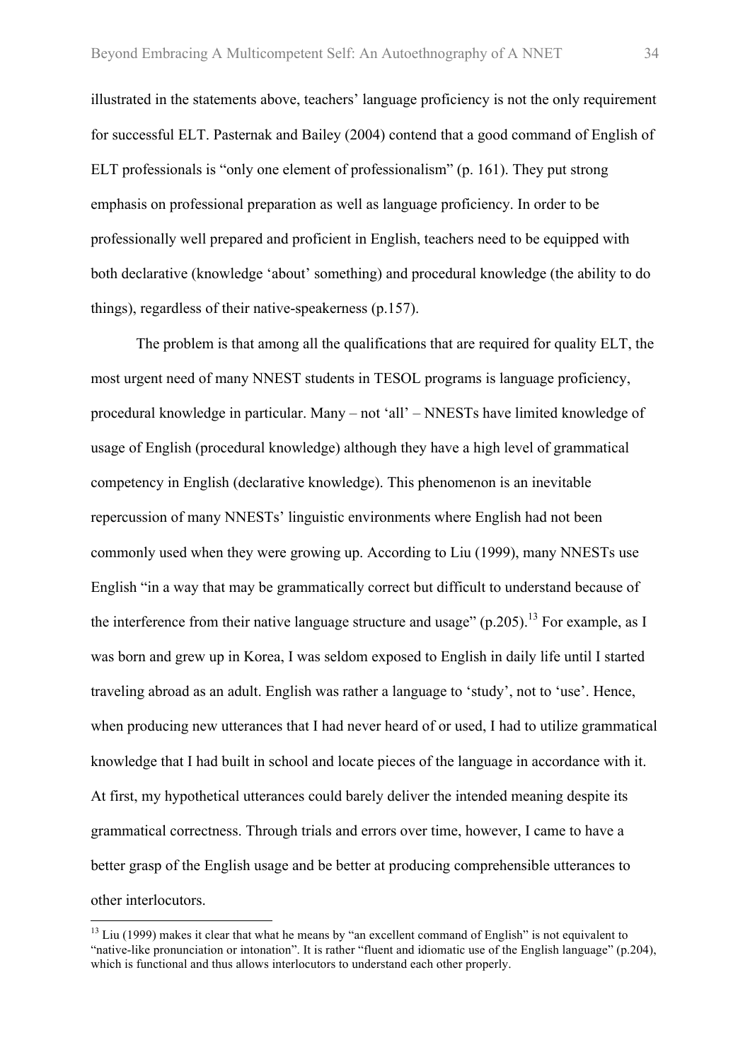illustrated in the statements above, teachers' language proficiency is not the only requirement for successful ELT. Pasternak and Bailey (2004) contend that a good command of English of ELT professionals is "only one element of professionalism" (p. 161). They put strong emphasis on professional preparation as well as language proficiency. In order to be professionally well prepared and proficient in English, teachers need to be equipped with both declarative (knowledge 'about' something) and procedural knowledge (the ability to do things), regardless of their native-speakerness (p.157).

The problem is that among all the qualifications that are required for quality ELT, the most urgent need of many NNEST students in TESOL programs is language proficiency, procedural knowledge in particular. Many – not 'all' – NNESTs have limited knowledge of usage of English (procedural knowledge) although they have a high level of grammatical competency in English (declarative knowledge). This phenomenon is an inevitable repercussion of many NNESTs' linguistic environments where English had not been commonly used when they were growing up. According to Liu (1999), many NNESTs use English "in a way that may be grammatically correct but difficult to understand because of the interference from their native language structure and usage" (p.205).[13] For example, as I was born and grew up in Korea, I was seldom exposed to English in daily life until I started traveling abroad as an adult. English was rather a language to 'study', not to 'use'. Hence, when producing new utterances that I had never heard of or used, I had to utilize grammatical knowledge that I had built in school and locate pieces of the language in accordance with it. At first, my hypothetical utterances could barely deliver the intended meaning despite its grammatical correctness. Through trials and errors over time, however, I came to have a better grasp of the English usage and be better at producing comprehensible utterances to other interlocutors.

---

[13] Liu (1999) makes it clear that what he means by "an excellent command of English" is not equivalent to "native-like pronunciation or intonation". It is rather "fluent and idiomatic use of the English language" (p.204), which is functional and thus allows interlocutors to understand each other properly.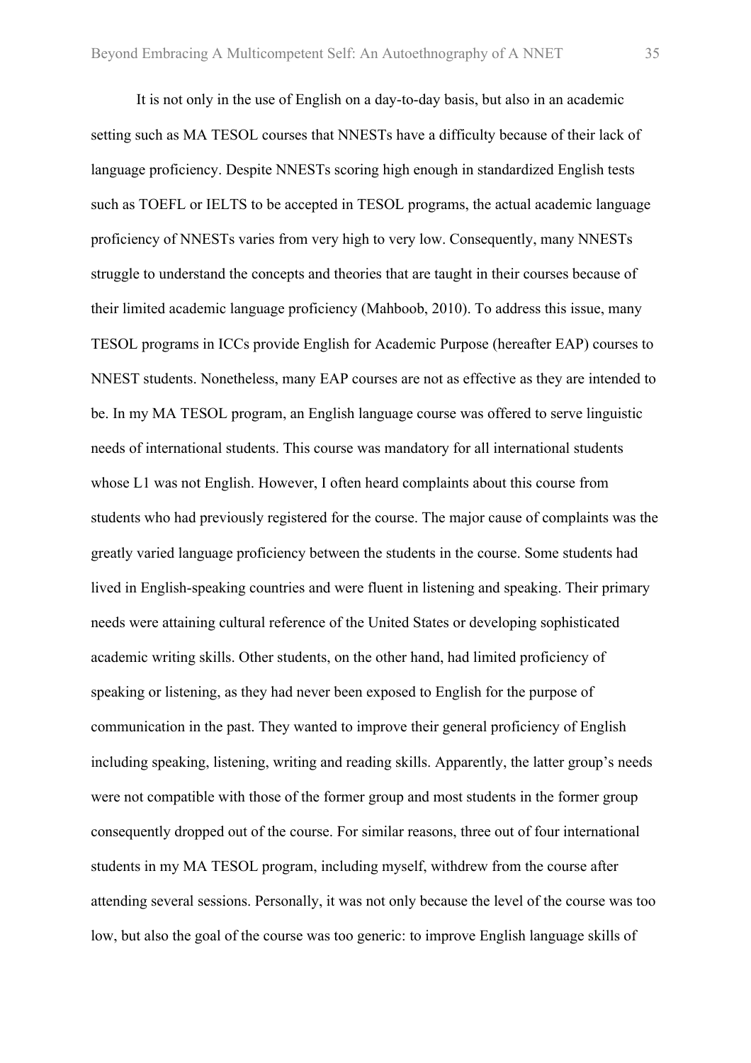It is not only in the use of English on a day-to-day basis, but also in an academic setting such as MA TESOL courses that NNESTs have a difficulty because of their lack of language proficiency. Despite NNESTs scoring high enough in standardized English tests such as TOEFL or IELTS to be accepted in TESOL programs, the actual academic language proficiency of NNESTs varies from very high to very low. Consequently, many NNESTs struggle to understand the concepts and theories that are taught in their courses because of their limited academic language proficiency (Mahboob, 2010). To address this issue, many TESOL programs in ICCs provide English for Academic Purpose (hereafter EAP) courses to NNEST students. Nonetheless, many EAP courses are not as effective as they are intended to be. In my MA TESOL program, an English language course was offered to serve linguistic needs of international students. This course was mandatory for all international students whose L1 was not English. However, I often heard complaints about this course from students who had previously registered for the course. The major cause of complaints was the greatly varied language proficiency between the students in the course. Some students had lived in English-speaking countries and were fluent in listening and speaking. Their primary needs were attaining cultural reference of the United States or developing sophisticated academic writing skills. Other students, on the other hand, had limited proficiency of speaking or listening, as they had never been exposed to English for the purpose of communication in the past. They wanted to improve their general proficiency of English including speaking, listening, writing and reading skills. Apparently, the latter group's needs were not compatible with those of the former group and most students in the former group consequently dropped out of the course. For similar reasons, three out of four international students in my MA TESOL program, including myself, withdrew from the course after attending several sessions. Personally, it was not only because the level of the course was too low, but also the goal of the course was too generic: to improve English language skills of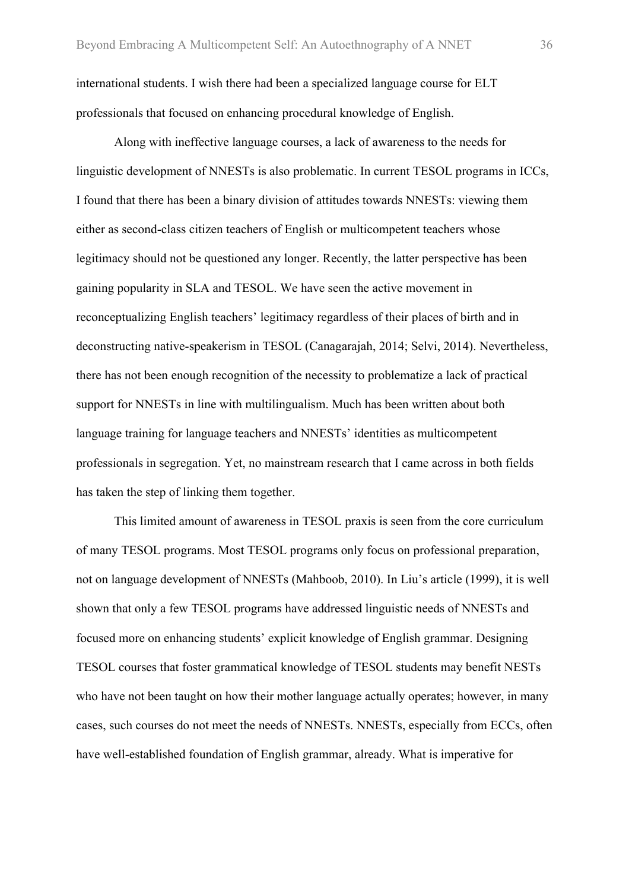international students. I wish there had been a specialized language course for ELT professionals that focused on enhancing procedural knowledge of English.

Along with ineffective language courses, a lack of awareness to the needs for linguistic development of NNESTs is also problematic. In current TESOL programs in ICCs, I found that there has been a binary division of attitudes towards NNESTs: viewing them either as second-class citizen teachers of English or multicompetent teachers whose legitimacy should not be questioned any longer. Recently, the latter perspective has been gaining popularity in SLA and TESOL. We have seen the active movement in reconceptualizing English teachers' legitimacy regardless of their places of birth and in deconstructing native-speakerism in TESOL (Canagarajah, 2014; Selvi, 2014). Nevertheless, there has not been enough recognition of the necessity to problematize a lack of practical support for NNESTs in line with multilingualism. Much has been written about both language training for language teachers and NNESTs' identities as multicompetent professionals in segregation. Yet, no mainstream research that I came across in both fields has taken the step of linking them together.

This limited amount of awareness in TESOL praxis is seen from the core curriculum of many TESOL programs. Most TESOL programs only focus on professional preparation, not on language development of NNESTs (Mahboob, 2010). In Liu's article (1999), it is well shown that only a few TESOL programs have addressed linguistic needs of NNESTs and focused more on enhancing students' explicit knowledge of English grammar. Designing TESOL courses that foster grammatical knowledge of TESOL students may benefit NESTs who have not been taught on how their mother language actually operates; however, in many cases, such courses do not meet the needs of NNESTs. NNESTs, especially from ECCs, often have well-established foundation of English grammar, already. What is imperative for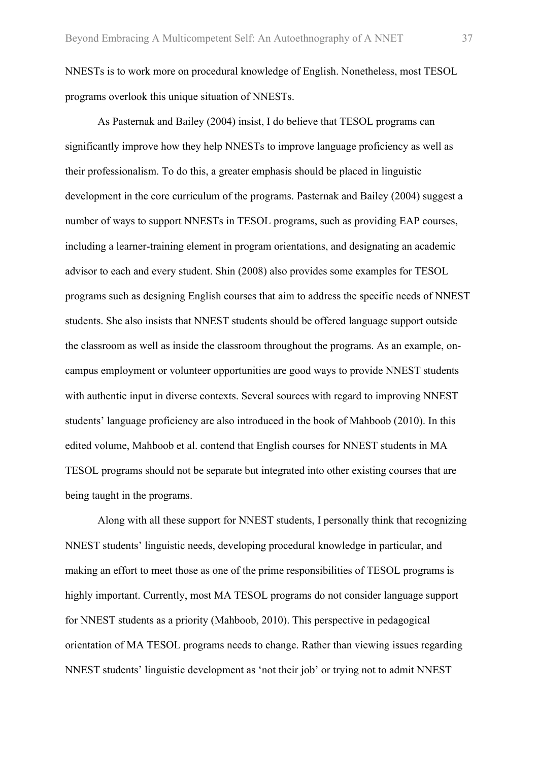NNESTs is to work more on procedural knowledge of English. Nonetheless, most TESOL programs overlook this unique situation of NNESTs.

As Pasternak and Bailey (2004) insist, I do believe that TESOL programs can significantly improve how they help NNESTs to improve language proficiency as well as their professionalism. To do this, a greater emphasis should be placed in linguistic development in the core curriculum of the programs. Pasternak and Bailey (2004) suggest a number of ways to support NNESTs in TESOL programs, such as providing EAP courses, including a learner-training element in program orientations, and designating an academic advisor to each and every student. Shin (2008) also provides some examples for TESOL programs such as designing English courses that aim to address the specific needs of NNEST students. She also insists that NNEST students should be offered language support outside the classroom as well as inside the classroom throughout the programs. As an example, on-campus employment or volunteer opportunities are good ways to provide NNEST students with authentic input in diverse contexts. Several sources with regard to improving NNEST students' language proficiency are also introduced in the book of Mahboob (2010). In this edited volume, Mahboob et al. contend that English courses for NNEST students in MA TESOL programs should not be separate but integrated into other existing courses that are being taught in the programs.

Along with all these support for NNEST students, I personally think that recognizing NNEST students' linguistic needs, developing procedural knowledge in particular, and making an effort to meet those as one of the prime responsibilities of TESOL programs is highly important. Currently, most MA TESOL programs do not consider language support for NNEST students as a priority (Mahboob, 2010). This perspective in pedagogical orientation of MA TESOL programs needs to change. Rather than viewing issues regarding NNEST students' linguistic development as 'not their job' or trying not to admit NNEST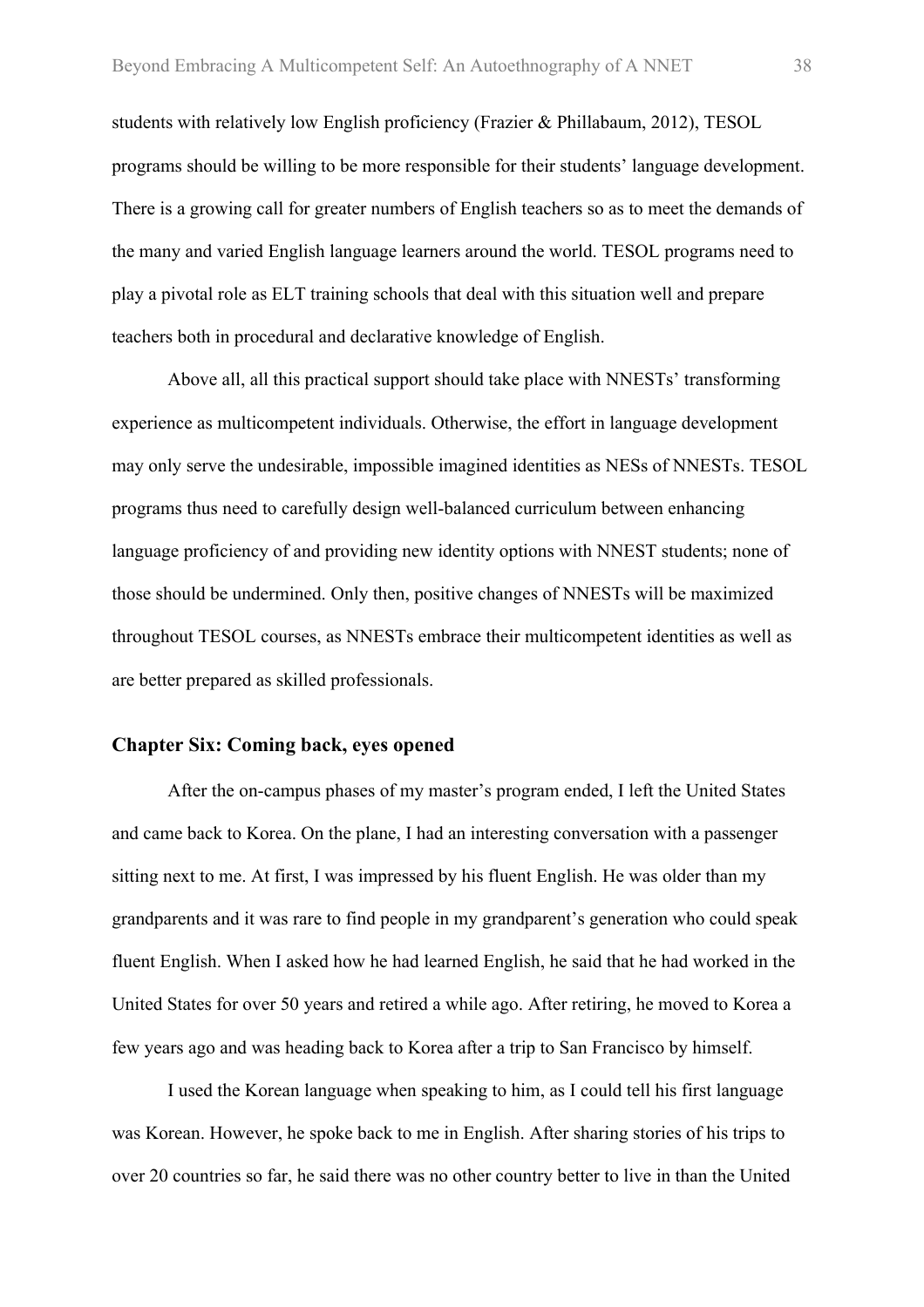students with relatively low English proficiency (Frazier & Phillabaum, 2012), TESOL programs should be willing to be more responsible for their students' language development. There is a growing call for greater numbers of English teachers so as to meet the demands of the many and varied English language learners around the world. TESOL programs need to play a pivotal role as ELT training schools that deal with this situation well and prepare teachers both in procedural and declarative knowledge of English.

Above all, all this practical support should take place with NNESTs' transforming experience as multicompetent individuals. Otherwise, the effort in language development may only serve the undesirable, impossible imagined identities as NESs of NNESTs. TESOL programs thus need to carefully design well-balanced curriculum between enhancing language proficiency of and providing new identity options with NNEST students; none of those should be undermined. Only then, positive changes of NNESTs will be maximized throughout TESOL courses, as NNESTs embrace their multicompetent identities as well as are better prepared as skilled professionals.

## Chapter Six: Coming back, eyes opened

After the on-campus phases of my master's program ended, I left the United States and came back to Korea. On the plane, I had an interesting conversation with a passenger sitting next to me. At first, I was impressed by his fluent English. He was older than my grandparents and it was rare to find people in my grandparent's generation who could speak fluent English. When I asked how he had learned English, he said that he had worked in the United States for over 50 years and retired a while ago. After retiring, he moved to Korea a few years ago and was heading back to Korea after a trip to San Francisco by himself.

I used the Korean language when speaking to him, as I could tell his first language was Korean. However, he spoke back to me in English. After sharing stories of his trips to over 20 countries so far, he said there was no other country better to live in than the United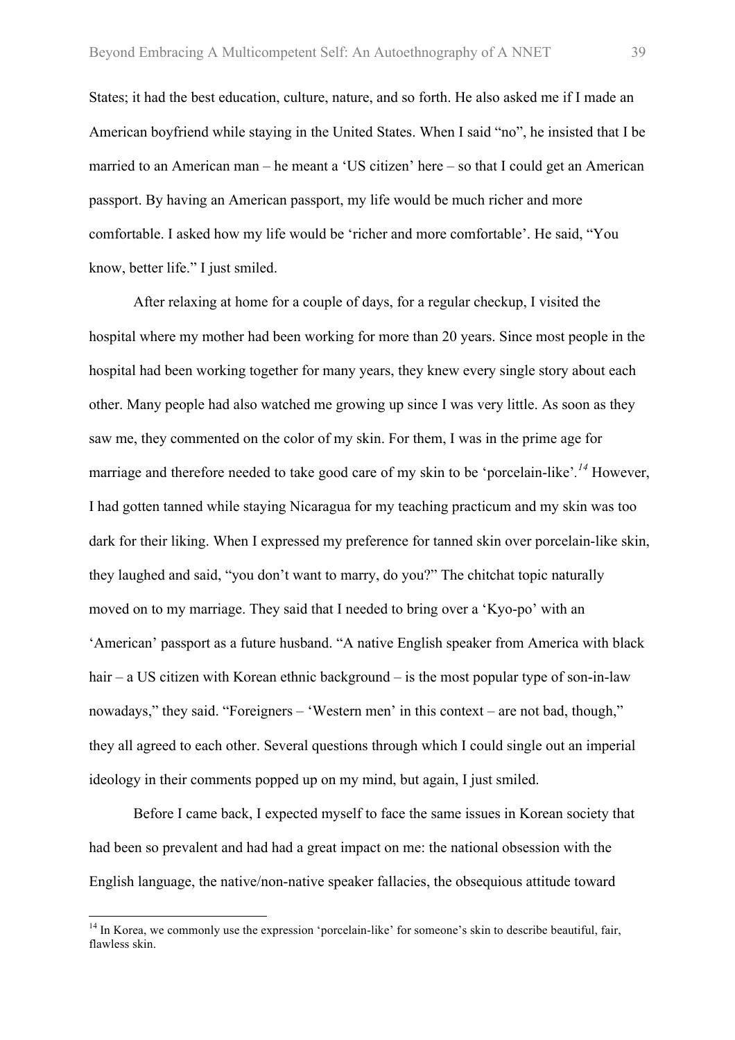States; it had the best education, culture, nature, and so forth. He also asked me if I made an American boyfriend while staying in the United States. When I said "no", he insisted that I be married to an American man – he meant a 'US citizen' here – so that I could get an American passport. By having an American passport, my life would be much richer and more comfortable. I asked how my life would be 'richer and more comfortable'. He said, "You know, better life." I just smiled.

After relaxing at home for a couple of days, for a regular checkup, I visited the hospital where my mother had been working for more than 20 years. Since most people in the hospital had been working together for many years, they knew every single story about each other. Many people had also watched me growing up since I was very little. As soon as they saw me, they commented on the color of my skin. For them, I was in the prime age for marriage and therefore needed to take good care of my skin to be 'porcelain-like'.[14] However, I had gotten tanned while staying Nicaragua for my teaching practicum and my skin was too dark for their liking. When I expressed my preference for tanned skin over porcelain-like skin, they laughed and said, "you don't want to marry, do you?" The chitchat topic naturally moved on to my marriage. They said that I needed to bring over a 'Kyo-po' with an 'American' passport as a future husband. "A native English speaker from America with black hair – a US citizen with Korean ethnic background – is the most popular type of son-in-law nowadays," they said. "Foreigners – 'Western men' in this context – are not bad, though," they all agreed to each other. Several questions through which I could single out an imperial ideology in their comments popped up on my mind, but again, I just smiled.

Before I came back, I expected myself to face the same issues in Korean society that had been so prevalent and had had a great impact on me: the national obsession with the English language, the native/non-native speaker fallacies, the obsequious attitude toward

[14] In Korea, we commonly use the expression 'porcelain-like' for someone's skin to describe beautiful, fair, flawless skin.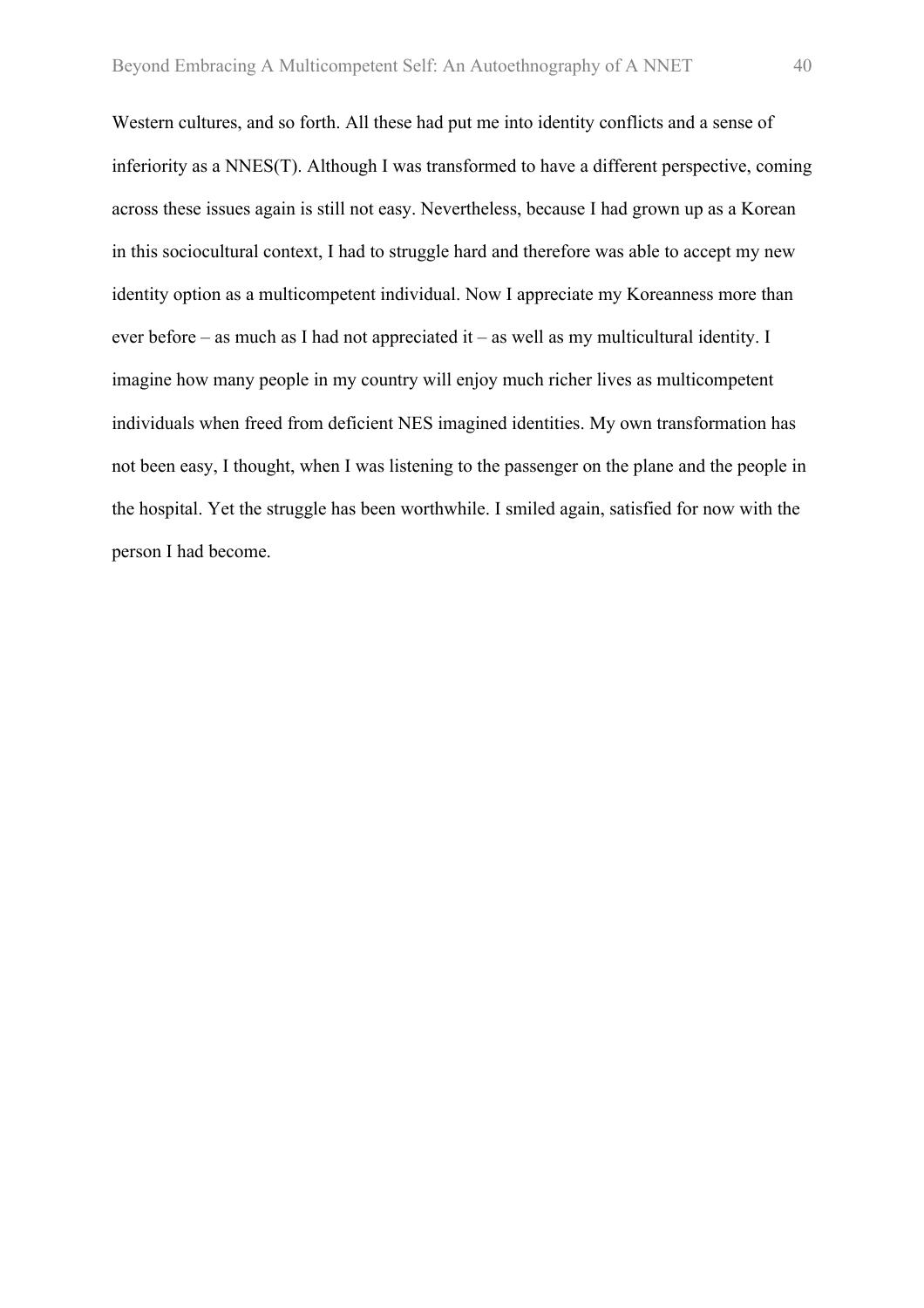Western cultures, and so forth. All these had put me into identity conflicts and a sense of inferiority as a NNES(T). Although I was transformed to have a different perspective, coming across these issues again is still not easy. Nevertheless, because I had grown up as a Korean in this sociocultural context, I had to struggle hard and therefore was able to accept my new identity option as a multicompetent individual. Now I appreciate my Koreanness more than ever before – as much as I had not appreciated it – as well as my multicultural identity. I imagine how many people in my country will enjoy much richer lives as multicompetent individuals when freed from deficient NES imagined identities. My own transformation has not been easy, I thought, when I was listening to the passenger on the plane and the people in the hospital. Yet the struggle has been worthwhile. I smiled again, satisfied for now with the person I had become.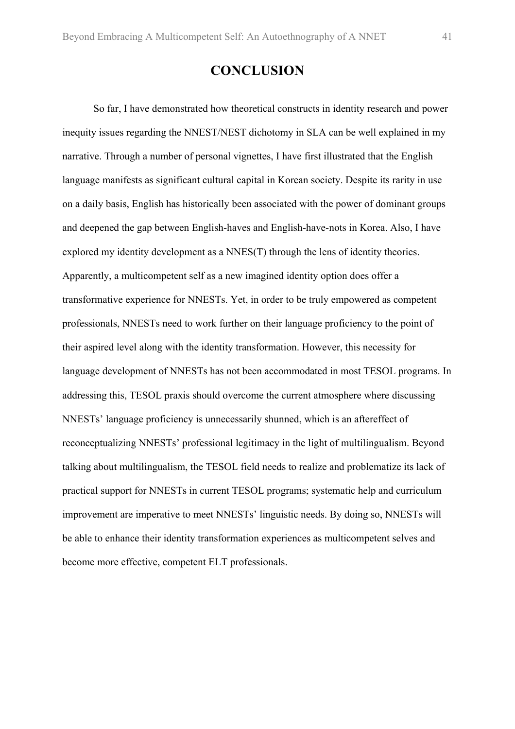# CONCLUSION

So far, I have demonstrated how theoretical constructs in identity research and power inequity issues regarding the NNEST/NEST dichotomy in SLA can be well explained in my narrative. Through a number of personal vignettes, I have first illustrated that the English language manifests as significant cultural capital in Korean society. Despite its rarity in use on a daily basis, English has historically been associated with the power of dominant groups and deepened the gap between English-haves and English-have-nots in Korea. Also, I have explored my identity development as a NNES(T) through the lens of identity theories. Apparently, a multicompetent self as a new imagined identity option does offer a transformative experience for NNESTs. Yet, in order to be truly empowered as competent professionals, NNESTs need to work further on their language proficiency to the point of their aspired level along with the identity transformation. However, this necessity for language development of NNESTs has not been accommodated in most TESOL programs. In addressing this, TESOL praxis should overcome the current atmosphere where discussing NNESTs' language proficiency is unnecessarily shunned, which is an aftereffect of reconceptualizing NNESTs' professional legitimacy in the light of multilingualism. Beyond talking about multilingualism, the TESOL field needs to realize and problematize its lack of practical support for NNESTs in current TESOL programs; systematic help and curriculum improvement are imperative to meet NNESTs' linguistic needs. By doing so, NNESTs will be able to enhance their identity transformation experiences as multicompetent selves and become more effective, competent ELT professionals.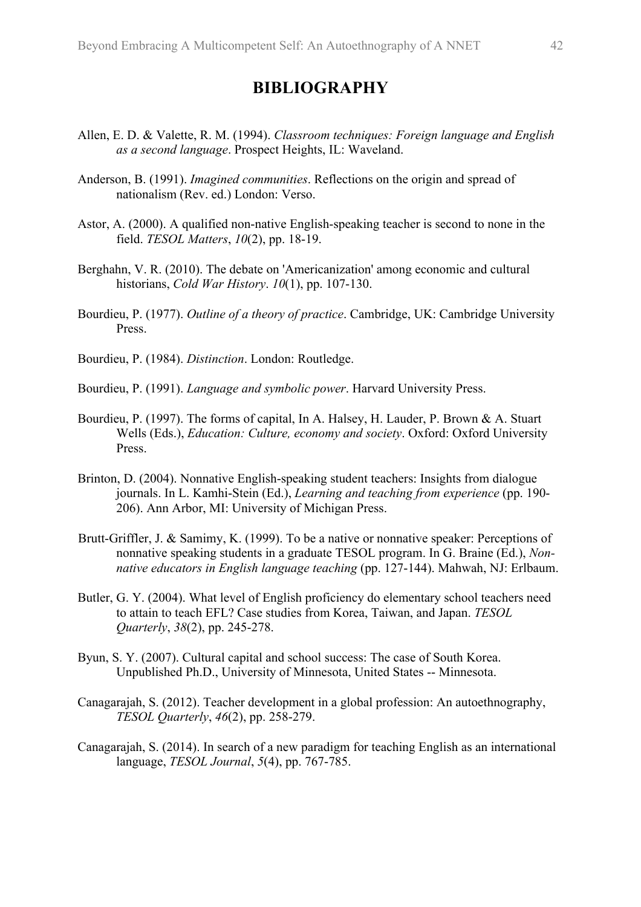# BIBLIOGRAPHY

Allen, E. D. & Valette, R. M. (1994). *Classroom techniques: Foreign language and English as a second language*. Prospect Heights, IL: Waveland.

Anderson, B. (1991). *Imagined communities*. Reflections on the origin and spread of nationalism (Rev. ed.) London: Verso.

Astor, A. (2000). A qualified non-native English-speaking teacher is second to none in the field. *TESOL Matters*, *10*(2), pp. 18-19.

Berghahn, V. R. (2010). The debate on 'Americanization' among economic and cultural historians, *Cold War History*. *10*(1), pp. 107-130.

Bourdieu, P. (1977). *Outline of a theory of practice*. Cambridge, UK: Cambridge University Press.

Bourdieu, P. (1984). *Distinction*. London: Routledge.

Bourdieu, P. (1991). *Language and symbolic power*. Harvard University Press.

Bourdieu, P. (1997). The forms of capital, In A. Halsey, H. Lauder, P. Brown & A. Stuart Wells (Eds.), *Education: Culture, economy and society*. Oxford: Oxford University Press.

Brinton, D. (2004). Nonnative English-speaking student teachers: Insights from dialogue journals. In L. Kamhi-Stein (Ed.), *Learning and teaching from experience* (pp. 190-206). Ann Arbor, MI: University of Michigan Press.

Brutt-Griffler, J. & Samimy, K. (1999). To be a native or nonnative speaker: Perceptions of nonnative speaking students in a graduate TESOL program. In G. Braine (Ed.), *Non-native educators in English language teaching* (pp. 127-144). Mahwah, NJ: Erlbaum.

Butler, G. Y. (2004). What level of English proficiency do elementary school teachers need to attain to teach EFL? Case studies from Korea, Taiwan, and Japan. *TESOL Quarterly*, *38*(2), pp. 245-278.

Byun, S. Y. (2007). Cultural capital and school success: The case of South Korea. Unpublished Ph.D., University of Minnesota, United States -- Minnesota.

Canagarajah, S. (2012). Teacher development in a global profession: An autoethnography, *TESOL Quarterly*, *46*(2), pp. 258-279.

Canagarajah, S. (2014). In search of a new paradigm for teaching English as an international language, *TESOL Journal*, *5*(4), pp. 767-785.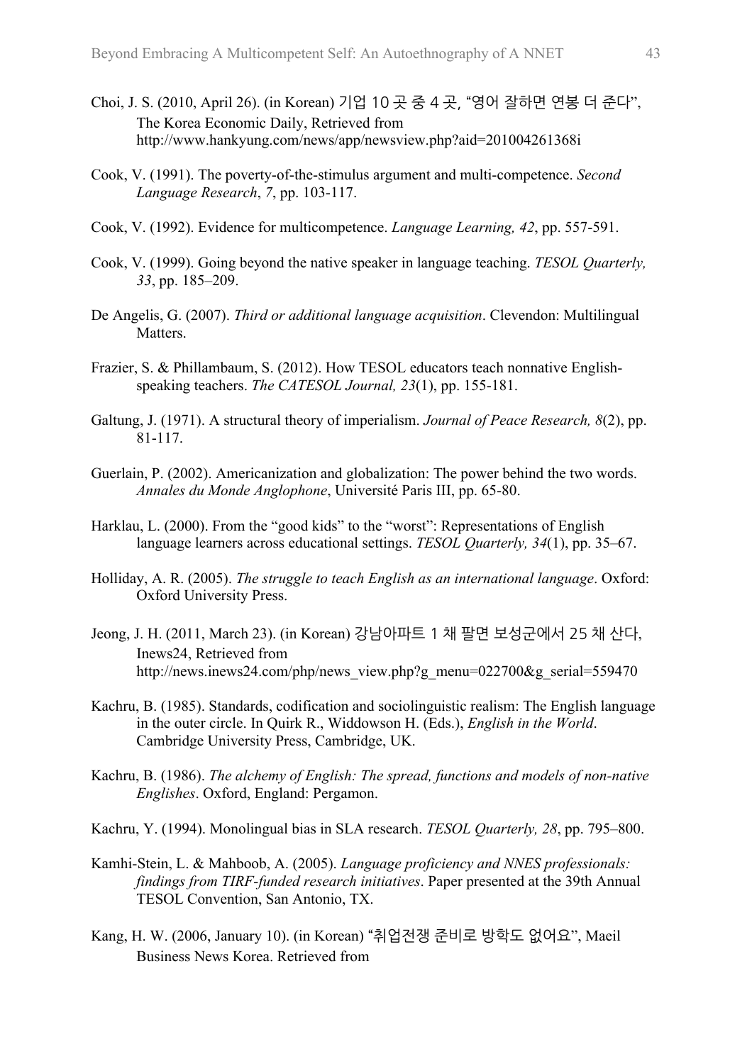Choi, J. S. (2010, April 26). (in Korean) 기업 10 곳 중 4 곳, "영어 잘하면 연봉 더 준다", The Korea Economic Daily, Retrieved from http://www.hankyung.com/news/app/newsview.php?aid=201004261368i

Cook, V. (1991). The poverty-of-the-stimulus argument and multi-competence. *Second Language Research*, *7*, pp. 103-117.

Cook, V. (1992). Evidence for multicompetence. *Language Learning, 42*, pp. 557-591.

Cook, V. (1999). Going beyond the native speaker in language teaching. *TESOL Quarterly, 33*, pp. 185–209.

De Angelis, G. (2007). *Third or additional language acquisition*. Clevendon: Multilingual Matters.

Frazier, S. & Phillambaum, S. (2012). How TESOL educators teach nonnative English-speaking teachers. *The CATESOL Journal, 23*(1), pp. 155-181.

Galtung, J. (1971). A structural theory of imperialism. *Journal of Peace Research, 8*(2), pp. 81-117.

Guerlain, P. (2002). Americanization and globalization: The power behind the two words. *Annales du Monde Anglophone*, Université Paris III, pp. 65-80.

Harklau, L. (2000). From the "good kids" to the "worst": Representations of English language learners across educational settings. *TESOL Quarterly, 34*(1), pp. 35–67.

Holliday, A. R. (2005). *The struggle to teach English as an international language*. Oxford: Oxford University Press.

Jeong, J. H. (2011, March 23). (in Korean) 강남아파트 1 채 팔면 보성군에서 25 채 산다, Inews24, Retrieved from http://news.inews24.com/php/news_view.php?g_menu=022700&g_serial=559470

Kachru, B. (1985). Standards, codification and sociolinguistic realism: The English language in the outer circle. In Quirk R., Widdowson H. (Eds.), *English in the World*. Cambridge University Press, Cambridge, UK.

Kachru, B. (1986). *The alchemy of English: The spread, functions and models of non-native Englishes*. Oxford, England: Pergamon.

Kachru, Y. (1994). Monolingual bias in SLA research. *TESOL Quarterly, 28*, pp. 795–800.

Kamhi-Stein, L. & Mahboob, A. (2005). *Language proficiency and NNES professionals: findings from TIRF-funded research initiatives*. Paper presented at the 39th Annual TESOL Convention, San Antonio, TX.

Kang, H. W. (2006, January 10). (in Korean) "취업전쟁 준비로 방학도 없어요", Maeil Business News Korea. Retrieved from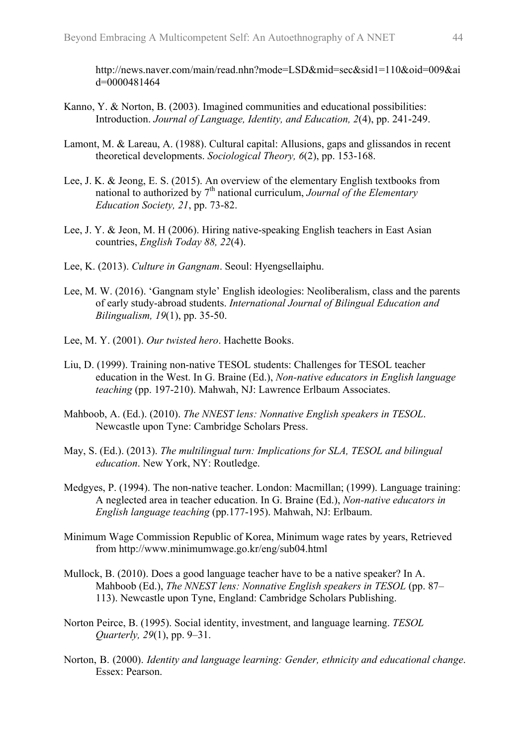http://news.naver.com/main/read.nhn?mode=LSD&mid=sec&sid1=110&oid=009&aid=0000481464

Kanno, Y. & Norton, B. (2003). Imagined communities and educational possibilities: Introduction. *Journal of Language, Identity, and Education, 2*(4), pp. 241-249.

Lamont, M. & Lareau, A. (1988). Cultural capital: Allusions, gaps and glissandos in recent theoretical developments. *Sociological Theory, 6*(2), pp. 153-168.

Lee, J. K. & Jeong, E. S. (2015). An overview of the elementary English textbooks from national to authorized by 7th national curriculum, *Journal of the Elementary Education Society, 21*, pp. 73-82.

Lee, J. Y. & Jeon, M. H (2006). Hiring native-speaking English teachers in East Asian countries, *English Today 88, 22*(4).

Lee, K. (2013). *Culture in Gangnam*. Seoul: Hyengsellaiphu.

Lee, M. W. (2016). 'Gangnam style' English ideologies: Neoliberalism, class and the parents of early study-abroad students. *International Journal of Bilingual Education and Bilingualism, 19*(1), pp. 35-50.

Lee, M. Y. (2001). *Our twisted hero*. Hachette Books.

Liu, D. (1999). Training non-native TESOL students: Challenges for TESOL teacher education in the West. In G. Braine (Ed.), *Non-native educators in English language teaching* (pp. 197-210). Mahwah, NJ: Lawrence Erlbaum Associates.

Mahboob, A. (Ed.). (2010). *The NNEST lens: Nonnative English speakers in TESOL*. Newcastle upon Tyne: Cambridge Scholars Press.

May, S. (Ed.). (2013). *The multilingual turn: Implications for SLA, TESOL and bilingual education*. New York, NY: Routledge.

Medgyes, P. (1994). The non-native teacher. London: Macmillan; (1999). Language training: A neglected area in teacher education. In G. Braine (Ed.), *Non-native educators in English language teaching* (pp.177-195). Mahwah, NJ: Erlbaum.

Minimum Wage Commission Republic of Korea, Minimum wage rates by years, Retrieved from http://www.minimumwage.go.kr/eng/sub04.html

Mullock, B. (2010). Does a good language teacher have to be a native speaker? In A. Mahboob (Ed.), *The NNEST lens: Nonnative English speakers in TESOL* (pp. 87–113). Newcastle upon Tyne, England: Cambridge Scholars Publishing.

Norton Peirce, B. (1995). Social identity, investment, and language learning. *TESOL Quarterly, 29*(1), pp. 9–31.

Norton, B. (2000). *Identity and language learning: Gender, ethnicity and educational change*. Essex: Pearson.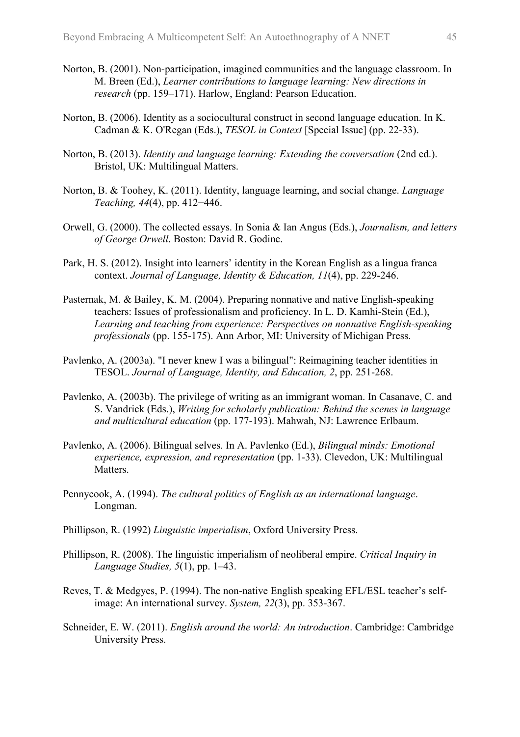Norton, B. (2001). Non-participation, imagined communities and the language classroom. In M. Breen (Ed.), *Learner contributions to language learning: New directions in research* (pp. 159–171). Harlow, England: Pearson Education.

Norton, B. (2006). Identity as a sociocultural construct in second language education. In K. Cadman & K. O'Regan (Eds.), *TESOL in Context* [Special Issue] (pp. 22-33).

Norton, B. (2013). *Identity and language learning: Extending the conversation* (2nd ed.). Bristol, UK: Multilingual Matters.

Norton, B. & Toohey, K. (2011). Identity, language learning, and social change. *Language Teaching, 44*(4), pp. 412−446.

Orwell, G. (2000). The collected essays. In Sonia & Ian Angus (Eds.), *Journalism, and letters of George Orwell*. Boston: David R. Godine.

Park, H. S. (2012). Insight into learners' identity in the Korean English as a lingua franca context. *Journal of Language, Identity & Education, 11*(4), pp. 229-246.

Pasternak, M. & Bailey, K. M. (2004). Preparing nonnative and native English-speaking teachers: Issues of professionalism and proficiency. In L. D. Kamhi-Stein (Ed.), *Learning and teaching from experience: Perspectives on nonnative English-speaking professionals* (pp. 155-175). Ann Arbor, MI: University of Michigan Press.

Pavlenko, A. (2003a). "I never knew I was a bilingual": Reimagining teacher identities in TESOL. *Journal of Language, Identity, and Education, 2*, pp. 251-268.

Pavlenko, A. (2003b). The privilege of writing as an immigrant woman. In Casanave, C. and S. Vandrick (Eds.), *Writing for scholarly publication: Behind the scenes in language and multicultural education* (pp. 177-193). Mahwah, NJ: Lawrence Erlbaum.

Pavlenko, A. (2006). Bilingual selves. In A. Pavlenko (Ed.), *Bilingual minds: Emotional experience, expression, and representation* (pp. 1-33). Clevedon, UK: Multilingual Matters.

Pennycook, A. (1994). *The cultural politics of English as an international language*. Longman.

Phillipson, R. (1992) *Linguistic imperialism*, Oxford University Press.

Phillipson, R. (2008). The linguistic imperialism of neoliberal empire. *Critical Inquiry in Language Studies, 5*(1), pp. 1–43.

Reves, T. & Medgyes, P. (1994). The non-native English speaking EFL/ESL teacher's self-image: An international survey. *System, 22*(3), pp. 353-367.

Schneider, E. W. (2011). *English around the world: An introduction*. Cambridge: Cambridge University Press.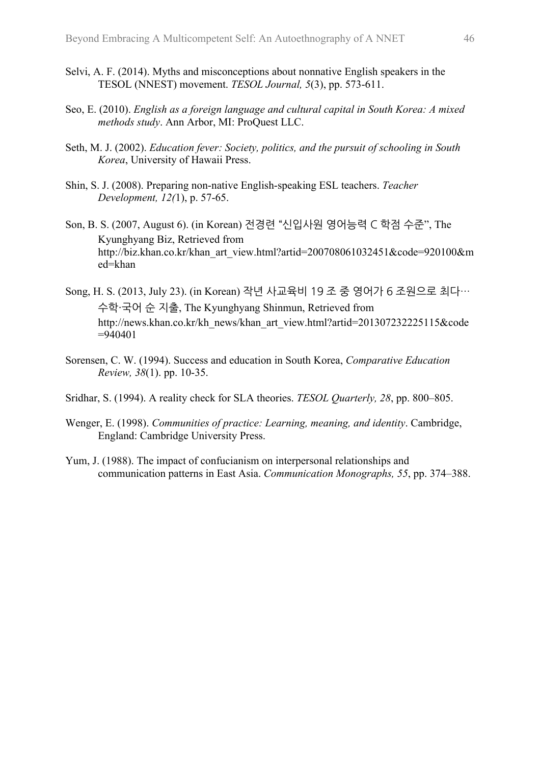Selvi, A. F. (2014). Myths and misconceptions about nonnative English speakers in the TESOL (NNEST) movement. *TESOL Journal, 5*(3), pp. 573-611.

Seo, E. (2010). *English as a foreign language and cultural capital in South Korea: A mixed methods study*. Ann Arbor, MI: ProQuest LLC.

Seth, M. J. (2002). *Education fever: Society, politics, and the pursuit of schooling in South Korea*, University of Hawaii Press.

Shin, S. J. (2008). Preparing non-native English-speaking ESL teachers. *Teacher Development, 12(*1), p. 57-65.

Son, B. S. (2007, August 6). (in Korean) 전경련 "신입사원 영어능력 C 학점 수준", The Kyunghyang Biz, Retrieved from http://biz.khan.co.kr/khan_art_view.html?artid=200708061032451&code=920100&med=khan

Song, H. S. (2013, July 23). (in Korean) 작년 사교육비 19 조 중 영어가 6 조원으로 최다… 수학·국어 순 지출, The Kyunghyang Shinmun, Retrieved from http://news.khan.co.kr/kh_news/khan_art_view.html?artid=201307232225115&code=940401

Sorensen, C. W. (1994). Success and education in South Korea, *Comparative Education Review, 38*(1). pp. 10-35.

Sridhar, S. (1994). A reality check for SLA theories. *TESOL Quarterly, 28*, pp. 800–805.

Wenger, E. (1998). *Communities of practice: Learning, meaning, and identity*. Cambridge, England: Cambridge University Press.

Yum, J. (1988). The impact of confucianism on interpersonal relationships and communication patterns in East Asia. *Communication Monographs, 55*, pp. 374–388.